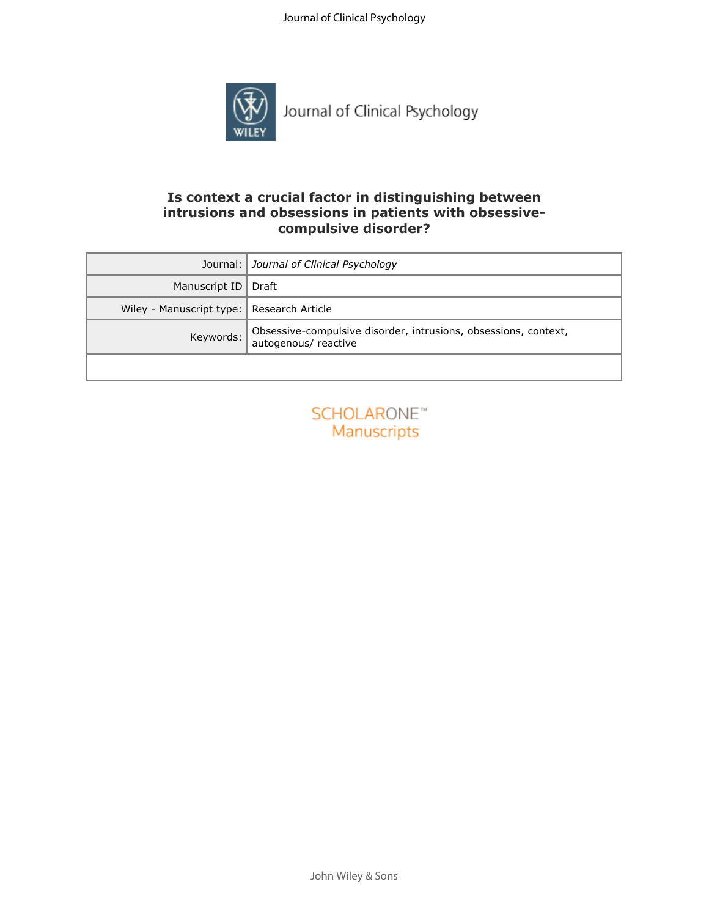# Is context a crucial factor in distinguishing between intrusions and obsessions in patients with obsessive-compulsive disorder?

| | |
|---|---|
| Journal: | *Journal of Clinical Psychology* |
| Manuscript ID | Draft |
| Wiley - Manuscript type: | Research Article |
| Keywords: | Obsessive-compulsive disorder, intrusions, obsessions, context, autogenous/ reactive |
| | |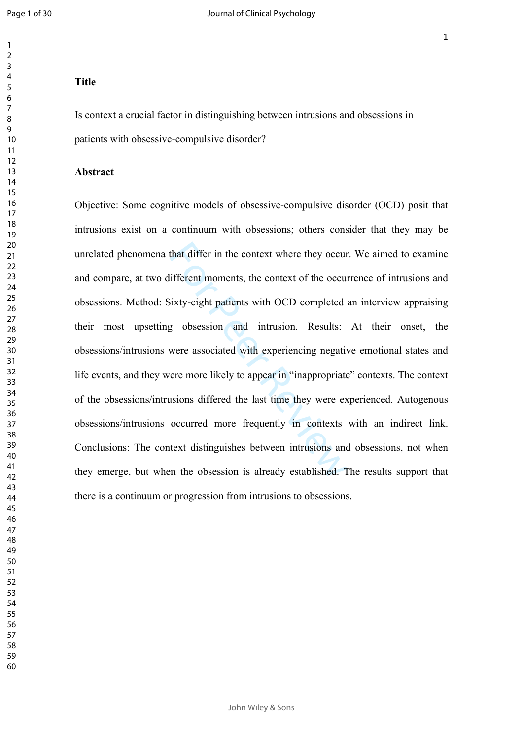### Title

Is context a crucial factor in distinguishing between intrusions and obsessions in patients with obsessive-compulsive disorder?

### Abstract

Objective: Some cognitive models of obsessive-compulsive disorder (OCD) posit that intrusions exist on a continuum with obsessions; others consider that they may be unrelated phenomena that differ in the context where they occur. We aimed to examine and compare, at two different moments, the context of the occurrence of intrusions and obsessions. Method: Sixty-eight patients with OCD completed an interview appraising their most upsetting obsession and intrusion. Results: At their onset, the obsessions/intrusions were associated with experiencing negative emotional states and life events, and they were more likely to appear in "inappropriate" contexts. The context of the obsessions/intrusions differed the last time they were experienced. Autogenous obsessions/intrusions occurred more frequently in contexts with an indirect link. Conclusions: The context distinguishes between intrusions and obsessions, not when they emerge, but when the obsession is already established. The results support that there is a continuum or progression from intrusions to obsessions.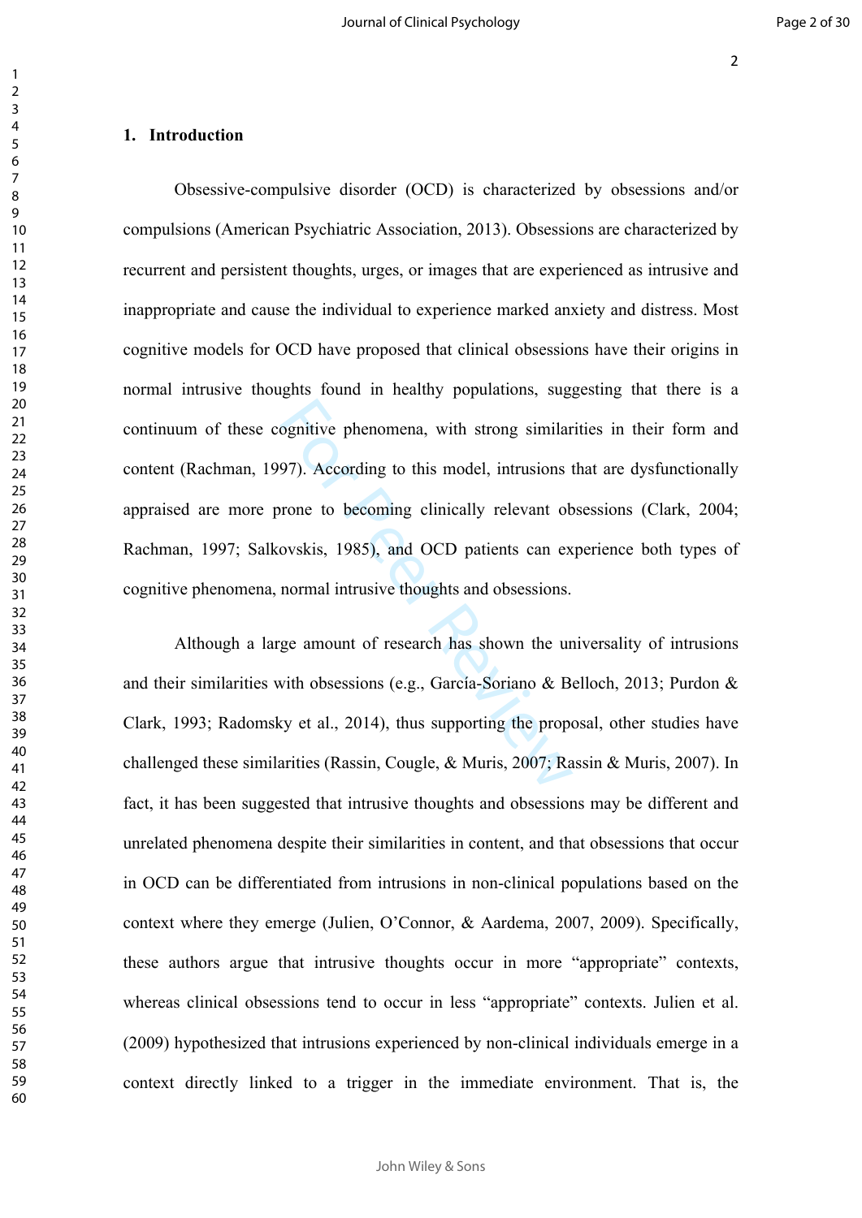## 1. Introduction

Obsessive-compulsive disorder (OCD) is characterized by obsessions and/or compulsions (American Psychiatric Association, 2013). Obsessions are characterized by recurrent and persistent thoughts, urges, or images that are experienced as intrusive and inappropriate and cause the individual to experience marked anxiety and distress. Most cognitive models for OCD have proposed that clinical obsessions have their origins in normal intrusive thoughts found in healthy populations, suggesting that there is a continuum of these cognitive phenomena, with strong similarities in their form and content (Rachman, 1997). According to this model, intrusions that are dysfunctionally appraised are more prone to becoming clinically relevant obsessions (Clark, 2004; Rachman, 1997; Salkovskis, 1985), and OCD patients can experience both types of cognitive phenomena, normal intrusive thoughts and obsessions.

Although a large amount of research has shown the universality of intrusions and their similarities with obsessions (e.g., García-Soriano & Belloch, 2013; Purdon & Clark, 1993; Radomsky et al., 2014), thus supporting the proposal, other studies have challenged these similarities (Rassin, Cougle, & Muris, 2007; Rassin & Muris, 2007). In fact, it has been suggested that intrusive thoughts and obsessions may be different and unrelated phenomena despite their similarities in content, and that obsessions that occur in OCD can be differentiated from intrusions in non-clinical populations based on the context where they emerge (Julien, O'Connor, & Aardema, 2007, 2009). Specifically, these authors argue that intrusive thoughts occur in more "appropriate" contexts, whereas clinical obsessions tend to occur in less "appropriate" contexts. Julien et al. (2009) hypothesized that intrusions experienced by non-clinical individuals emerge in a context directly linked to a trigger in the immediate environment. That is, the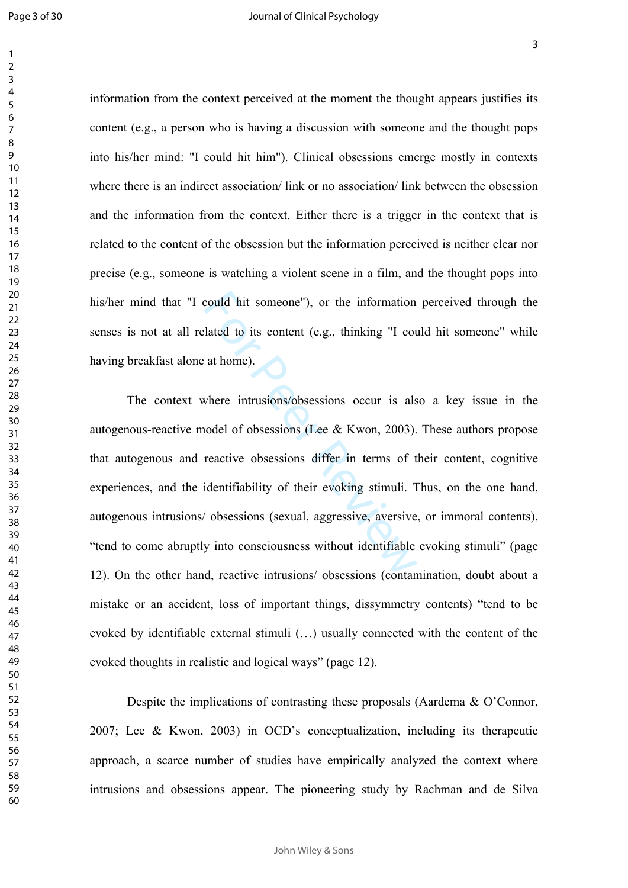information from the context perceived at the moment the thought appears justifies its content (e.g., a person who is having a discussion with someone and the thought pops into his/her mind: "I could hit him"). Clinical obsessions emerge mostly in contexts where there is an indirect association/ link or no association/ link between the obsession and the information from the context. Either there is a trigger in the context that is related to the content of the obsession but the information perceived is neither clear nor precise (e.g., someone is watching a violent scene in a film, and the thought pops into his/her mind that "I could hit someone"), or the information perceived through the senses is not at all related to its content (e.g., thinking "I could hit someone" while having breakfast alone at home).

The context where intrusions/obsessions occur is also a key issue in the autogenous-reactive model of obsessions (Lee & Kwon, 2003). These authors propose that autogenous and reactive obsessions differ in terms of their content, cognitive experiences, and the identifiability of their evoking stimuli. Thus, on the one hand, autogenous intrusions/ obsessions (sexual, aggressive, aversive, or immoral contents), "tend to come abruptly into consciousness without identifiable evoking stimuli" (page 12). On the other hand, reactive intrusions/ obsessions (contamination, doubt about a mistake or an accident, loss of important things, dissymmetry contents) "tend to be evoked by identifiable external stimuli (…) usually connected with the content of the evoked thoughts in realistic and logical ways" (page 12).

Despite the implications of contrasting these proposals (Aardema & O'Connor, 2007; Lee & Kwon, 2003) in OCD's conceptualization, including its therapeutic approach, a scarce number of studies have empirically analyzed the context where intrusions and obsessions appear. The pioneering study by Rachman and de Silva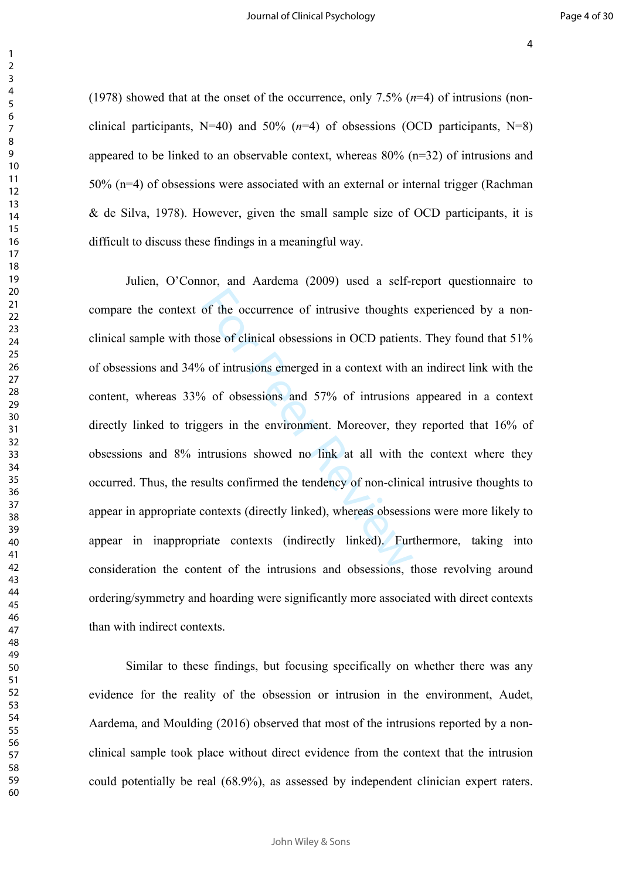(1978) showed that at the onset of the occurrence, only 7.5% (*n*=4) of intrusions (non-clinical participants, N=40) and 50% (*n*=4) of obsessions (OCD participants, N=8) appeared to be linked to an observable context, whereas 80% (n=32) of intrusions and 50% (n=4) of obsessions were associated with an external or internal trigger (Rachman & de Silva, 1978). However, given the small sample size of OCD participants, it is difficult to discuss these findings in a meaningful way.

Julien, O'Connor, and Aardema (2009) used a self-report questionnaire to compare the context of the occurrence of intrusive thoughts experienced by a non-clinical sample with those of clinical obsessions in OCD patients. They found that 51% of obsessions and 34% of intrusions emerged in a context with an indirect link with the content, whereas 33% of obsessions and 57% of intrusions appeared in a context directly linked to triggers in the environment. Moreover, they reported that 16% of obsessions and 8% intrusions showed no link at all with the context where they occurred. Thus, the results confirmed the tendency of non-clinical intrusive thoughts to appear in appropriate contexts (directly linked), whereas obsessions were more likely to appear in inappropriate contexts (indirectly linked). Furthermore, taking into consideration the content of the intrusions and obsessions, those revolving around ordering/symmetry and hoarding were significantly more associated with direct contexts than with indirect contexts.

Similar to these findings, but focusing specifically on whether there was any evidence for the reality of the obsession or intrusion in the environment, Audet, Aardema, and Moulding (2016) observed that most of the intrusions reported by a non-clinical sample took place without direct evidence from the context that the intrusion could potentially be real (68.9%), as assessed by independent clinician expert raters.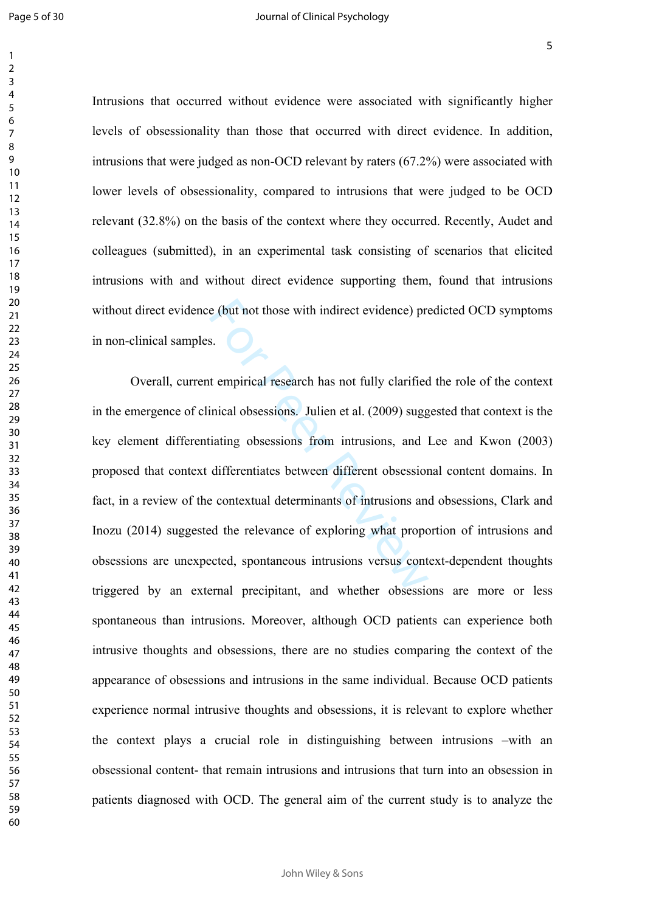Intrusions that occurred without evidence were associated with significantly higher levels of obsessionality than those that occurred with direct evidence. In addition, intrusions that were judged as non-OCD relevant by raters (67.2%) were associated with lower levels of obsessionality, compared to intrusions that were judged to be OCD relevant (32.8%) on the basis of the context where they occurred. Recently, Audet and colleagues (submitted), in an experimental task consisting of scenarios that elicited intrusions with and without direct evidence supporting them, found that intrusions without direct evidence (but not those with indirect evidence) predicted OCD symptoms in non-clinical samples.

Overall, current empirical research has not fully clarified the role of the context in the emergence of clinical obsessions. Julien et al. (2009) suggested that context is the key element differentiating obsessions from intrusions, and Lee and Kwon (2003) proposed that context differentiates between different obsessional content domains. In fact, in a review of the contextual determinants of intrusions and obsessions, Clark and Inozu (2014) suggested the relevance of exploring what proportion of intrusions and obsessions are unexpected, spontaneous intrusions versus context-dependent thoughts triggered by an external precipitant, and whether obsessions are more or less spontaneous than intrusions. Moreover, although OCD patients can experience both intrusive thoughts and obsessions, there are no studies comparing the context of the appearance of obsessions and intrusions in the same individual. Because OCD patients experience normal intrusive thoughts and obsessions, it is relevant to explore whether the context plays a crucial role in distinguishing between intrusions –with an obsessional content- that remain intrusions and intrusions that turn into an obsession in patients diagnosed with OCD. The general aim of the current study is to analyze the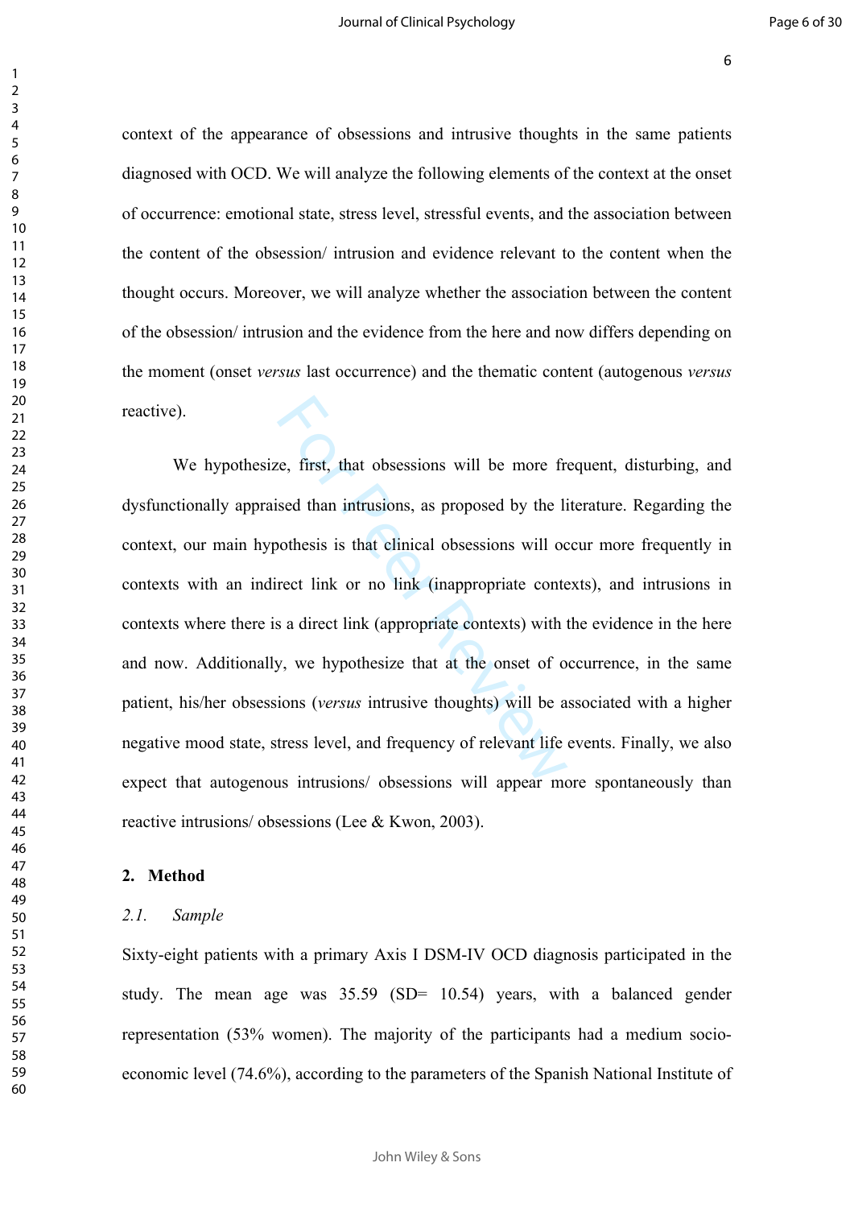context of the appearance of obsessions and intrusive thoughts in the same patients diagnosed with OCD. We will analyze the following elements of the context at the onset of occurrence: emotional state, stress level, stressful events, and the association between the content of the obsession/ intrusion and evidence relevant to the content when the thought occurs. Moreover, we will analyze whether the association between the content of the obsession/ intrusion and the evidence from the here and now differs depending on the moment (onset *versus* last occurrence) and the thematic content (autogenous *versus* reactive).

We hypothesize, first, that obsessions will be more frequent, disturbing, and dysfunctionally appraised than intrusions, as proposed by the literature. Regarding the context, our main hypothesis is that clinical obsessions will occur more frequently in contexts with an indirect link or no link (inappropriate contexts), and intrusions in contexts where there is a direct link (appropriate contexts) with the evidence in the here and now. Additionally, we hypothesize that at the onset of occurrence, in the same patient, his/her obsessions (*versus* intrusive thoughts) will be associated with a higher negative mood state, stress level, and frequency of relevant life events. Finally, we also expect that autogenous intrusions/ obsessions will appear more spontaneously than reactive intrusions/ obsessions (Lee & Kwon, 2003).

## 2. Method

### *2.1. Sample*

Sixty-eight patients with a primary Axis I DSM-IV OCD diagnosis participated in the study. The mean age was 35.59 (SD= 10.54) years, with a balanced gender representation (53% women). The majority of the participants had a medium socio-economic level (74.6%), according to the parameters of the Spanish National Institute of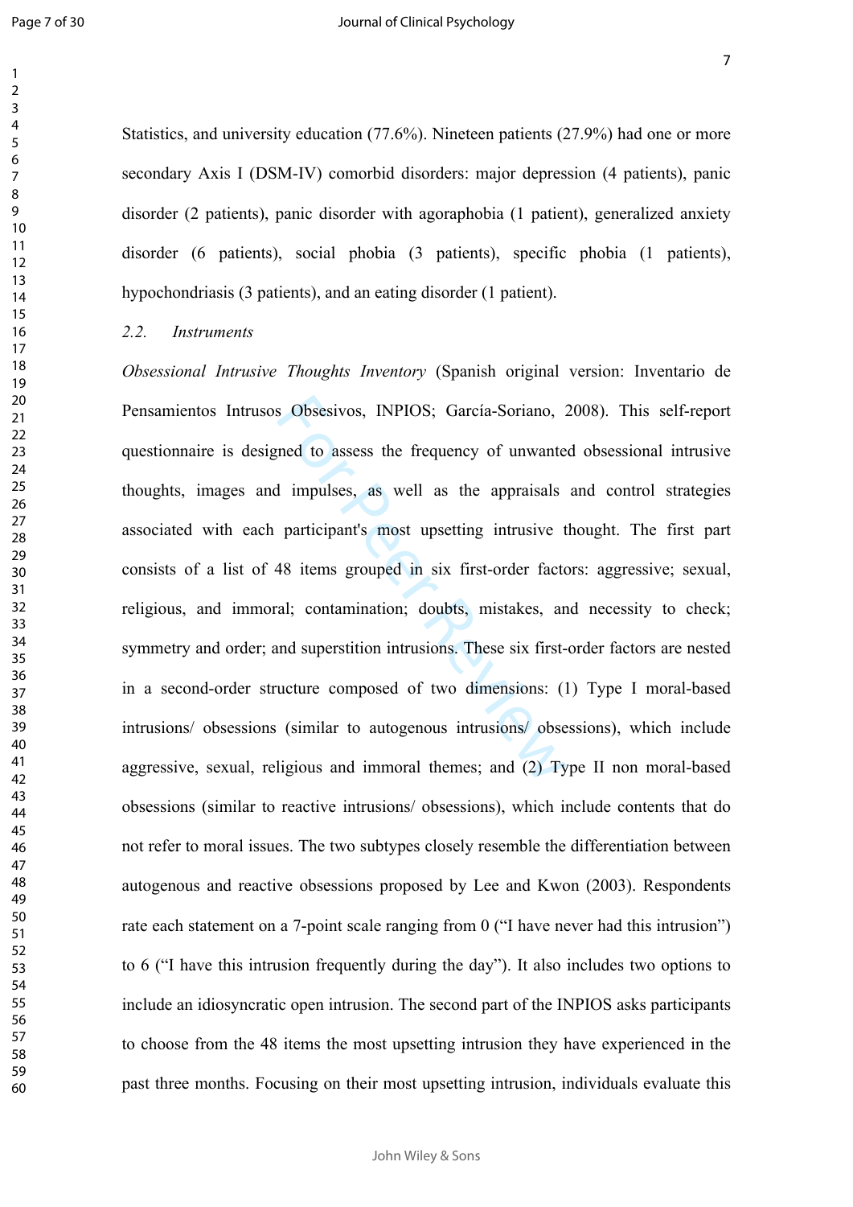Statistics, and university education (77.6%). Nineteen patients (27.9%) had one or more secondary Axis I (DSM-IV) comorbid disorders: major depression (4 patients), panic disorder (2 patients), panic disorder with agoraphobia (1 patient), generalized anxiety disorder (6 patients), social phobia (3 patients), specific phobia (1 patients), hypochondriasis (3 patients), and an eating disorder (1 patient).

### *2.2. Instruments*

*Obsessional Intrusive Thoughts Inventory* (Spanish original version: Inventario de Pensamientos Intrusos Obsesivos, INPIOS; García-Soriano, 2008). This self-report questionnaire is designed to assess the frequency of unwanted obsessional intrusive thoughts, images and impulses, as well as the appraisals and control strategies associated with each participant's most upsetting intrusive thought. The first part consists of a list of 48 items grouped in six first-order factors: aggressive; sexual, religious, and immoral; contamination; doubts, mistakes, and necessity to check; symmetry and order; and superstition intrusions. These six first-order factors are nested in a second-order structure composed of two dimensions: (1) Type I moral-based intrusions/ obsessions (similar to autogenous intrusions/ obsessions), which include aggressive, sexual, religious and immoral themes; and (2) Type II non moral-based obsessions (similar to reactive intrusions/ obsessions), which include contents that do not refer to moral issues. The two subtypes closely resemble the differentiation between autogenous and reactive obsessions proposed by Lee and Kwon (2003). Respondents rate each statement on a 7-point scale ranging from 0 ("I have never had this intrusion") to 6 ("I have this intrusion frequently during the day"). It also includes two options to include an idiosyncratic open intrusion. The second part of the INPIOS asks participants to choose from the 48 items the most upsetting intrusion they have experienced in the past three months. Focusing on their most upsetting intrusion, individuals evaluate this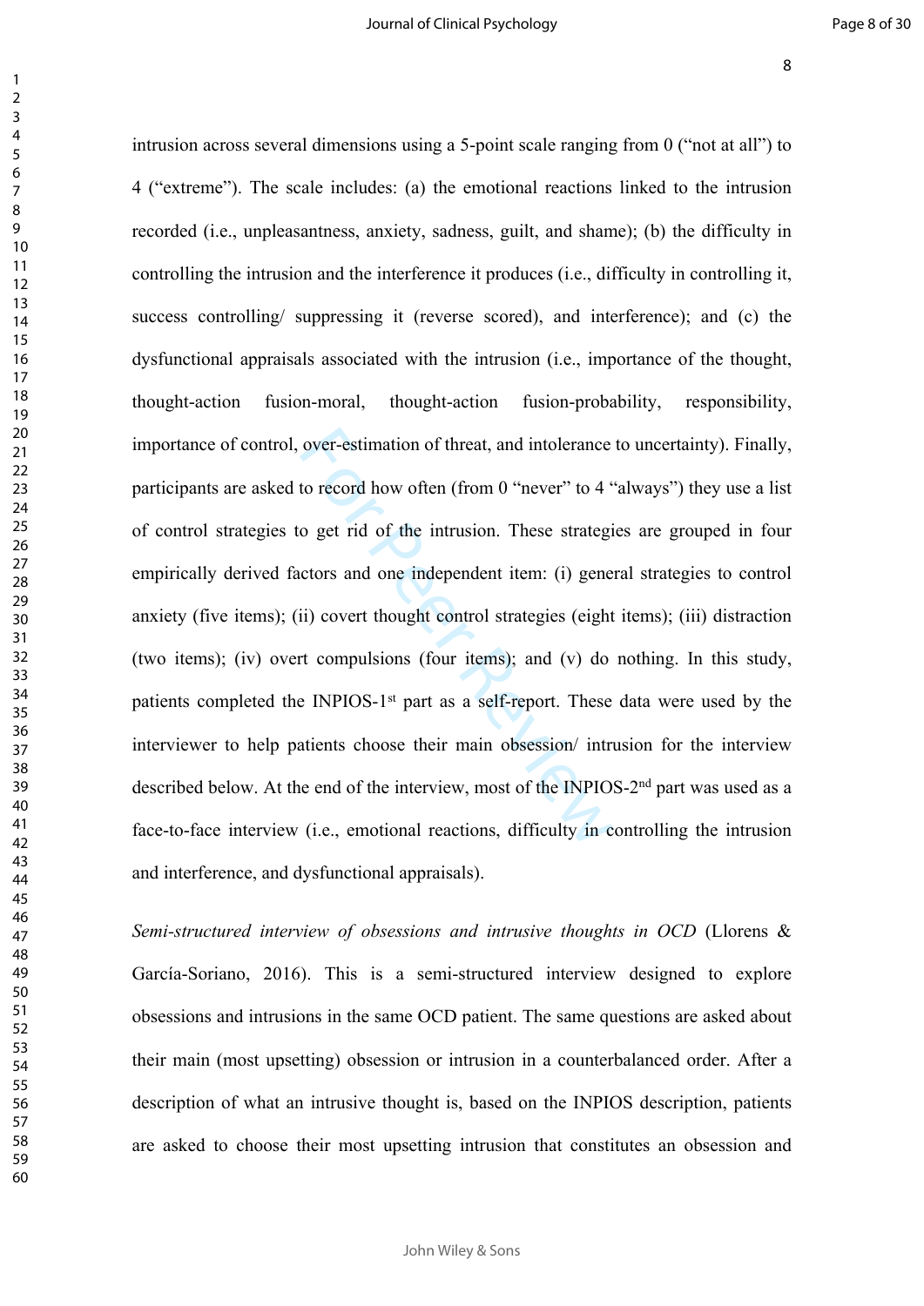intrusion across several dimensions using a 5-point scale ranging from 0 ("not at all") to 4 ("extreme"). The scale includes: (a) the emotional reactions linked to the intrusion recorded (i.e., unpleasantness, anxiety, sadness, guilt, and shame); (b) the difficulty in controlling the intrusion and the interference it produces (i.e., difficulty in controlling it, success controlling/ suppressing it (reverse scored), and interference); and (c) the dysfunctional appraisals associated with the intrusion (i.e., importance of the thought, thought-action fusion-moral, thought-action fusion-probability, responsibility, importance of control, over-estimation of threat, and intolerance to uncertainty). Finally, participants are asked to record how often (from 0 "never" to 4 "always") they use a list of control strategies to get rid of the intrusion. These strategies are grouped in four empirically derived factors and one independent item: (i) general strategies to control anxiety (five items); (ii) covert thought control strategies (eight items); (iii) distraction (two items); (iv) overt compulsions (four items); and (v) do nothing. In this study, patients completed the INPIOS-1st part as a self-report. These data were used by the interviewer to help patients choose their main obsession/ intrusion for the interview described below. At the end of the interview, most of the INPIOS-2nd part was used as a face-to-face interview (i.e., emotional reactions, difficulty in controlling the intrusion and interference, and dysfunctional appraisals).

*Semi-structured interview of obsessions and intrusive thoughts in OCD* (Llorens & García-Soriano, 2016). This is a semi-structured interview designed to explore obsessions and intrusions in the same OCD patient. The same questions are asked about their main (most upsetting) obsession or intrusion in a counterbalanced order. After a description of what an intrusive thought is, based on the INPIOS description, patients are asked to choose their most upsetting intrusion that constitutes an obsession and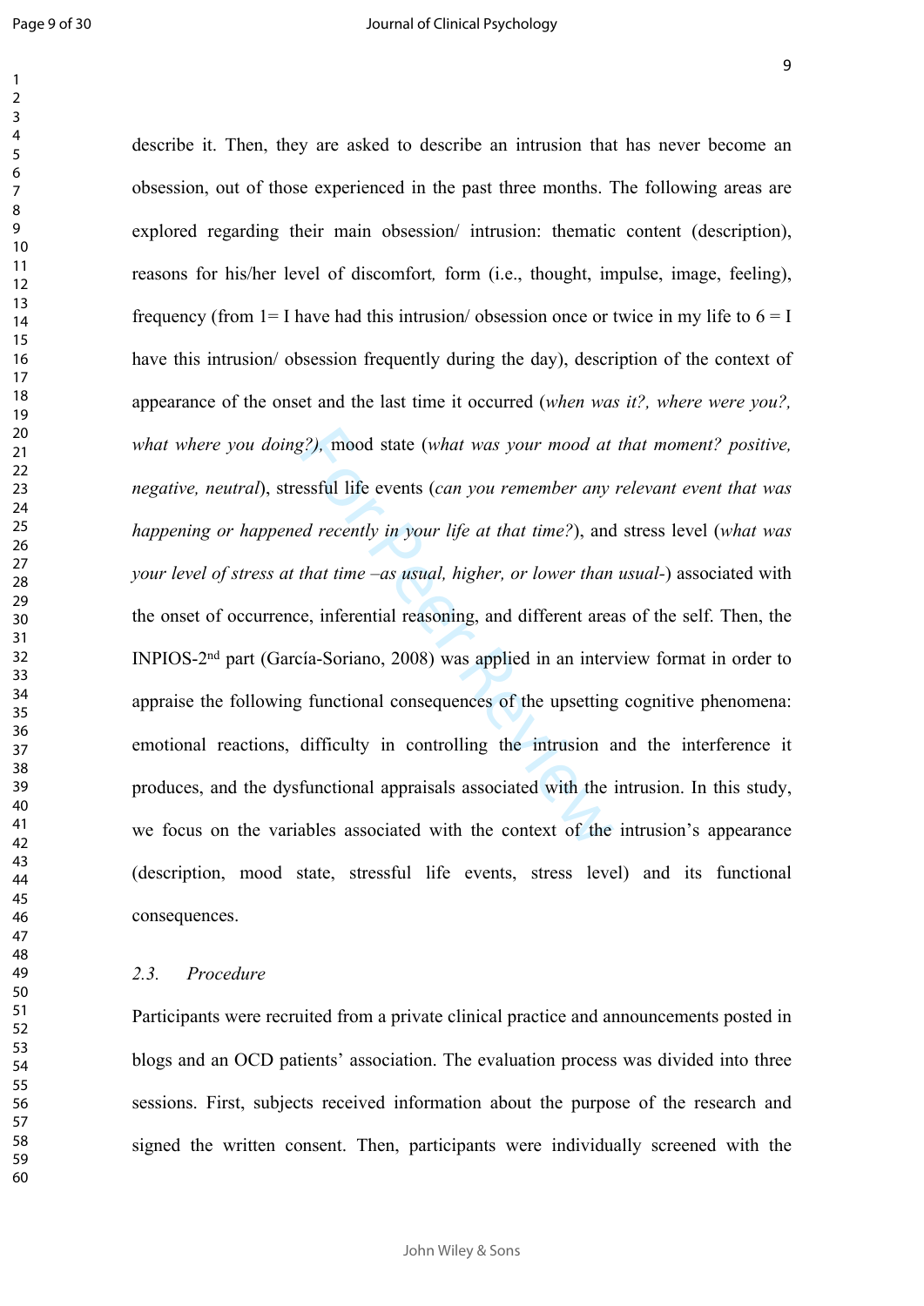describe it. Then, they are asked to describe an intrusion that has never become an obsession, out of those experienced in the past three months. The following areas are explored regarding their main obsession/ intrusion: thematic content (description), reasons for his/her level of discomfort*,* form (i.e., thought, impulse, image, feeling), frequency (from 1= I have had this intrusion/ obsession once or twice in my life to 6 = I have this intrusion/ obsession frequently during the day), description of the context of appearance of the onset and the last time it occurred (*when was it?, where were you?, what where you doing?),* mood state (*what was your mood at that moment? positive, negative, neutral*), stressful life events (*can you remember any relevant event that was happening or happened recently in your life at that time?*), and stress level (*what was your level of stress at that time –as usual, higher, or lower than usual-*) associated with the onset of occurrence, inferential reasoning, and different areas of the self. Then, the INPIOS-2nd part (García-Soriano, 2008) was applied in an interview format in order to appraise the following functional consequences of the upsetting cognitive phenomena: emotional reactions, difficulty in controlling the intrusion and the interference it produces, and the dysfunctional appraisals associated with the intrusion. In this study, we focus on the variables associated with the context of the intrusion's appearance (description, mood state, stressful life events, stress level) and its functional consequences.

### *2.3. Procedure*

Participants were recruited from a private clinical practice and announcements posted in blogs and an OCD patients' association. The evaluation process was divided into three sessions. First, subjects received information about the purpose of the research and signed the written consent. Then, participants were individually screened with the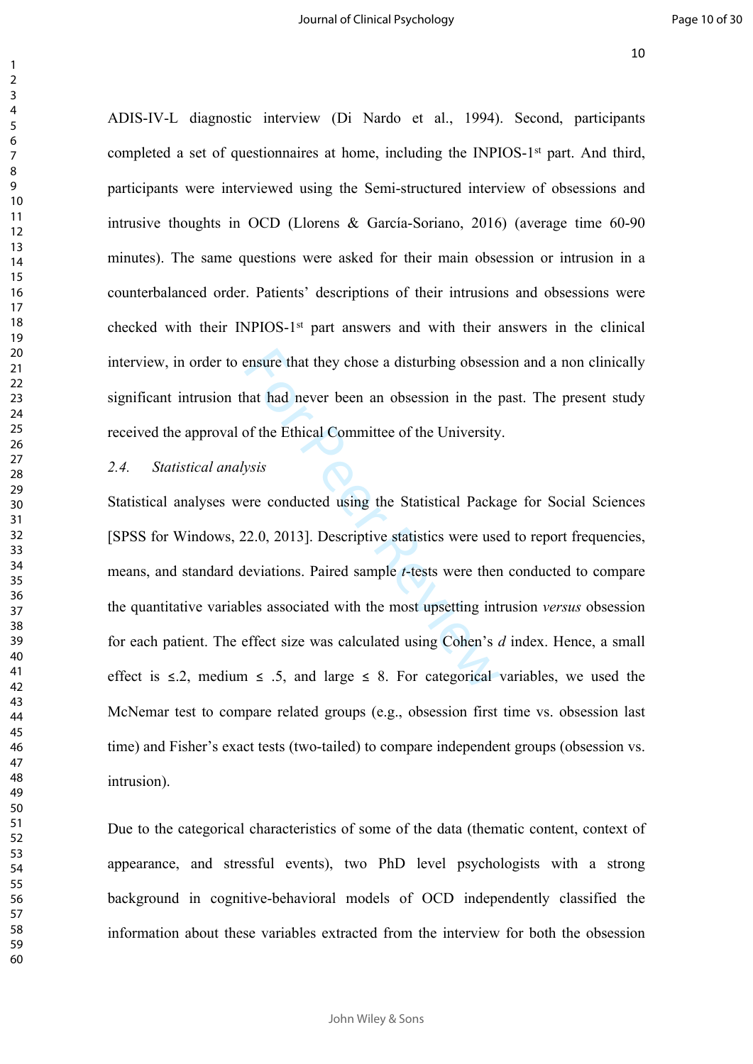ADIS-IV-L diagnostic interview (Di Nardo et al., 1994). Second, participants completed a set of questionnaires at home, including the INPIOS-1st part. And third, participants were interviewed using the Semi-structured interview of obsessions and intrusive thoughts in OCD (Llorens & García-Soriano, 2016) (average time 60-90 minutes). The same questions were asked for their main obsession or intrusion in a counterbalanced order. Patients' descriptions of their intrusions and obsessions were checked with their INPIOS-1st part answers and with their answers in the clinical interview, in order to ensure that they chose a disturbing obsession and a non clinically significant intrusion that had never been an obsession in the past. The present study received the approval of the Ethical Committee of the University.

### *2.4. Statistical analysis*

Statistical analyses were conducted using the Statistical Package for Social Sciences [SPSS for Windows, 22.0, 2013]. Descriptive statistics were used to report frequencies, means, and standard deviations. Paired sample *t*-tests were then conducted to compare the quantitative variables associated with the most upsetting intrusion *versus* obsession for each patient. The effect size was calculated using Cohen's *d* index. Hence, a small effect is ≤.2, medium ≤ .5, and large ≤ 8. For categorical variables, we used the McNemar test to compare related groups (e.g., obsession first time vs. obsession last time) and Fisher's exact tests (two-tailed) to compare independent groups (obsession vs. intrusion).

Due to the categorical characteristics of some of the data (thematic content, context of appearance, and stressful events), two PhD level psychologists with a strong background in cognitive-behavioral models of OCD independently classified the information about these variables extracted from the interview for both the obsession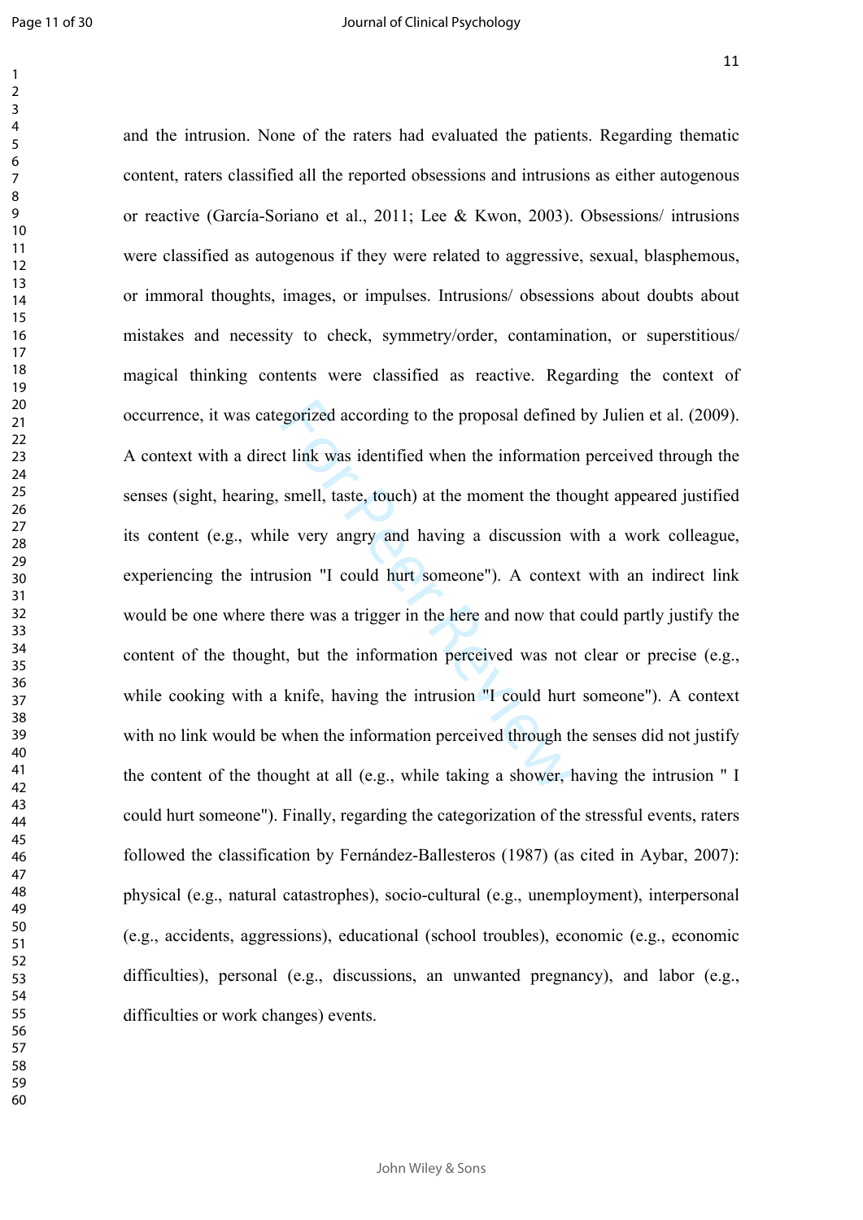and the intrusion. None of the raters had evaluated the patients. Regarding thematic content, raters classified all the reported obsessions and intrusions as either autogenous or reactive (García-Soriano et al., 2011; Lee & Kwon, 2003). Obsessions/ intrusions were classified as autogenous if they were related to aggressive, sexual, blasphemous, or immoral thoughts, images, or impulses. Intrusions/ obsessions about doubts about mistakes and necessity to check, symmetry/order, contamination, or superstitious/ magical thinking contents were classified as reactive. Regarding the context of occurrence, it was categorized according to the proposal defined by Julien et al. (2009). A context with a direct link was identified when the information perceived through the senses (sight, hearing, smell, taste, touch) at the moment the thought appeared justified its content (e.g., while very angry and having a discussion with a work colleague, experiencing the intrusion "I could hurt someone"). A context with an indirect link would be one where there was a trigger in the here and now that could partly justify the content of the thought, but the information perceived was not clear or precise (e.g., while cooking with a knife, having the intrusion "I could hurt someone"). A context with no link would be when the information perceived through the senses did not justify the content of the thought at all (e.g., while taking a shower, having the intrusion " I could hurt someone"). Finally, regarding the categorization of the stressful events, raters followed the classification by Fernández-Ballesteros (1987) (as cited in Aybar, 2007): physical (e.g., natural catastrophes), socio-cultural (e.g., unemployment), interpersonal (e.g., accidents, aggressions), educational (school troubles), economic (e.g., economic difficulties), personal (e.g., discussions, an unwanted pregnancy), and labor (e.g., difficulties or work changes) events.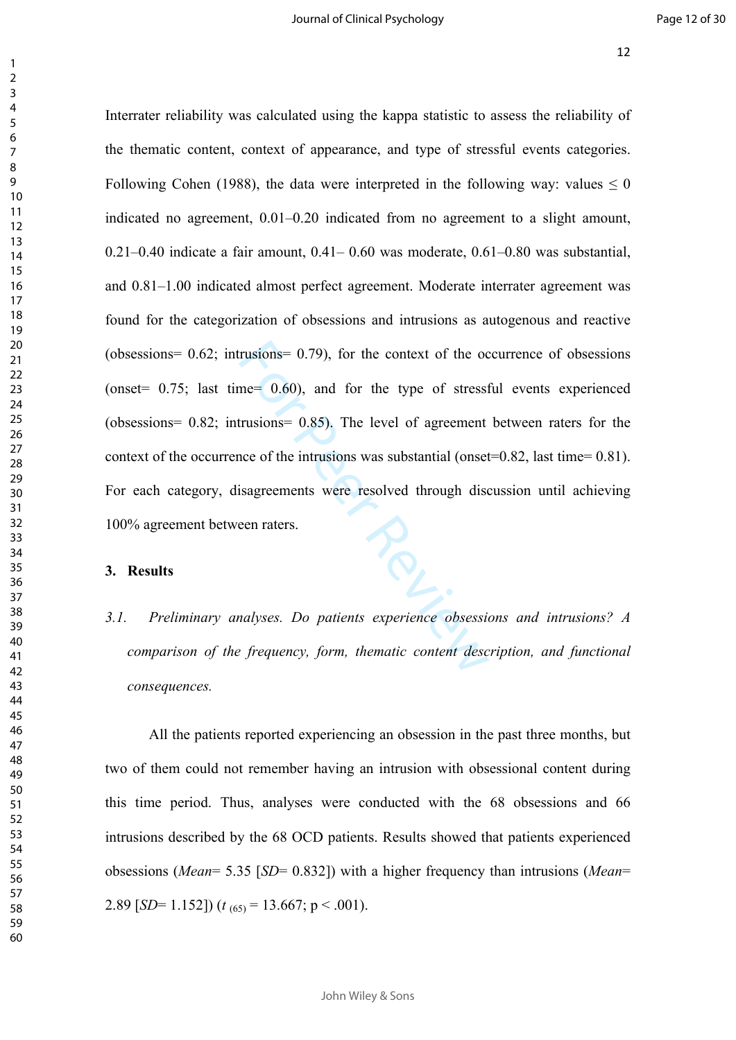Interrater reliability was calculated using the kappa statistic to assess the reliability of the thematic content, context of appearance, and type of stressful events categories. Following Cohen (1988), the data were interpreted in the following way: values $\leq 0$ indicated no agreement, 0.01–0.20 indicated from no agreement to a slight amount, 0.21–0.40 indicate a fair amount, 0.41– 0.60 was moderate, 0.61–0.80 was substantial, and 0.81–1.00 indicated almost perfect agreement. Moderate interrater agreement was found for the categorization of obsessions and intrusions as autogenous and reactive (obsessions= 0.62; intrusions= 0.79), for the context of the occurrence of obsessions (onset= 0.75; last time= 0.60), and for the type of stressful events experienced (obsessions= 0.82; intrusions= 0.85). The level of agreement between raters for the context of the occurrence of the intrusions was substantial (onset=0.82, last time= 0.81). For each category, disagreements were resolved through discussion until achieving 100% agreement between raters.

## 3. Results

### *3.1. Preliminary analyses. Do patients experience obsessions and intrusions? A comparison of the frequency, form, thematic content description, and functional consequences.*

All the patients reported experiencing an obsession in the past three months, but two of them could not remember having an intrusion with obsessional content during this time period. Thus, analyses were conducted with the 68 obsessions and 66 intrusions described by the 68 OCD patients. Results showed that patients experienced obsessions (*Mean*= 5.35 [*SD*= 0.832]) with a higher frequency than intrusions (*Mean*= 2.89 [*SD*= 1.152]) ($t_{(65)} = 13.667$; $p < .001$).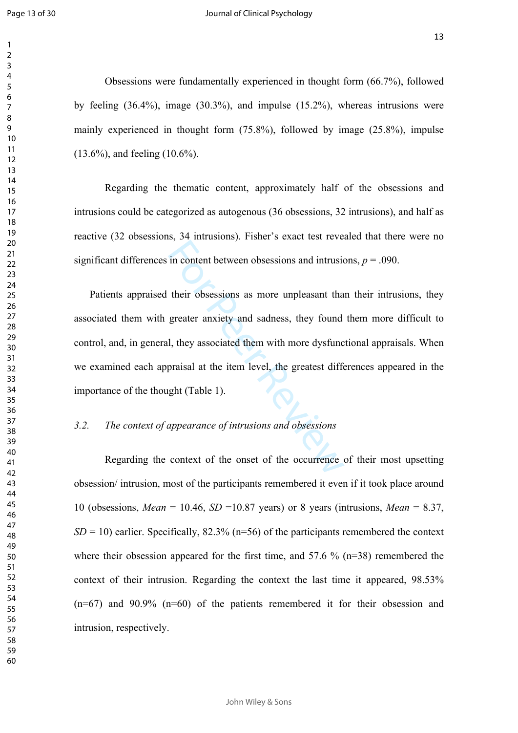Obsessions were fundamentally experienced in thought form (66.7%), followed by feeling (36.4%), image (30.3%), and impulse (15.2%), whereas intrusions were mainly experienced in thought form (75.8%), followed by image (25.8%), impulse (13.6%), and feeling (10.6%).

Regarding the thematic content, approximately half of the obsessions and intrusions could be categorized as autogenous (36 obsessions, 32 intrusions), and half as reactive (32 obsessions, 34 intrusions). Fisher's exact test revealed that there were no significant differences in content between obsessions and intrusions, $p = .090$.

Patients appraised their obsessions as more unpleasant than their intrusions, they associated them with greater anxiety and sadness, they found them more difficult to control, and, in general, they associated them with more dysfunctional appraisals. When we examined each appraisal at the item level, the greatest differences appeared in the importance of the thought (Table 1).

### *3.2. The context of appearance of intrusions and obsessions*

Regarding the context of the onset of the occurrence of their most upsetting obsession/ intrusion, most of the participants remembered it even if it took place around 10 (obsessions, *Mean* = 10.46, *SD* =10.87 years) or 8 years (intrusions, *Mean* = 8.37, *SD* = 10) earlier. Specifically, 82.3% (n=56) of the participants remembered the context where their obsession appeared for the first time, and 57.6 % (n=38) remembered the context of their intrusion. Regarding the context the last time it appeared, 98.53% (n=67) and 90.9% (n=60) of the patients remembered it for their obsession and intrusion, respectively.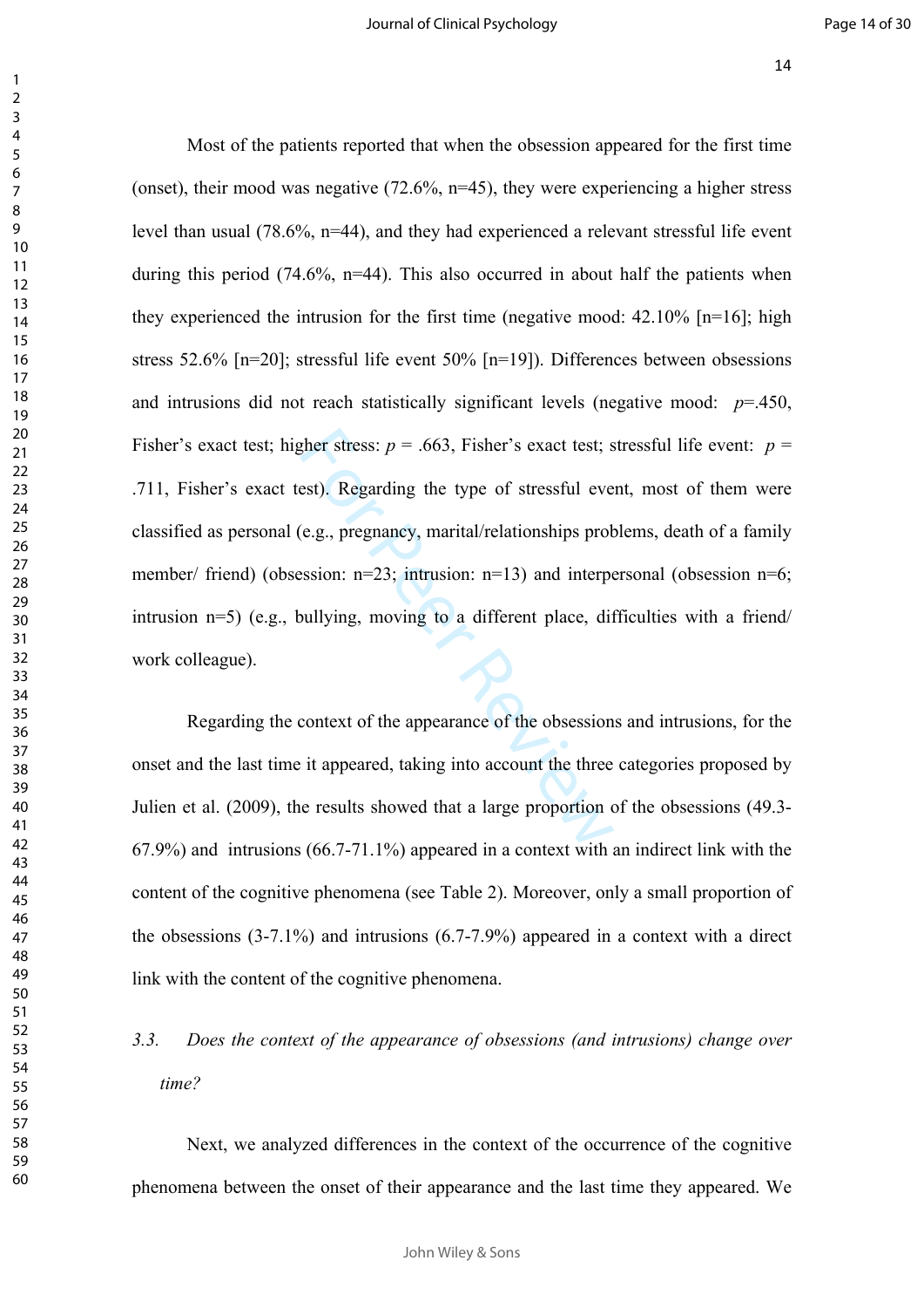Most of the patients reported that when the obsession appeared for the first time (onset), their mood was negative (72.6%, n=45), they were experiencing a higher stress level than usual (78.6%, n=44), and they had experienced a relevant stressful life event during this period (74.6%, n=44). This also occurred in about half the patients when they experienced the intrusion for the first time (negative mood: 42.10% [n=16]; high stress 52.6% [n=20]; stressful life event 50% [n=19]). Differences between obsessions and intrusions did not reach statistically significant levels (negative mood: $p$=.450, Fisher's exact test; higher stress: $p$ = .663, Fisher's exact test; stressful life event: $p$ = .711, Fisher's exact test). Regarding the type of stressful event, most of them were classified as personal (e.g., pregnancy, marital/relationships problems, death of a family member/ friend) (obsession: n=23; intrusion: n=13) and interpersonal (obsession n=6; intrusion n=5) (e.g., bullying, moving to a different place, difficulties with a friend/ work colleague).

Regarding the context of the appearance of the obsessions and intrusions, for the onset and the last time it appeared, taking into account the three categories proposed by Julien et al. (2009), the results showed that a large proportion of the obsessions (49.3-67.9%) and intrusions (66.7-71.1%) appeared in a context with an indirect link with the content of the cognitive phenomena (see Table 2). Moreover, only a small proportion of the obsessions (3-7.1%) and intrusions (6.7-7.9%) appeared in a context with a direct link with the content of the cognitive phenomena.

### *3.3. Does the context of the appearance of obsessions (and intrusions) change over time?*

Next, we analyzed differences in the context of the occurrence of the cognitive phenomena between the onset of their appearance and the last time they appeared. We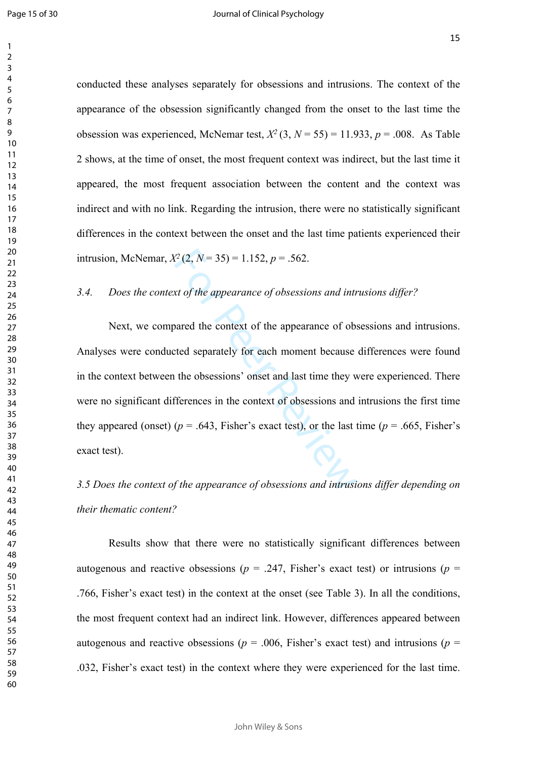conducted these analyses separately for obsessions and intrusions. The context of the appearance of the obsession significantly changed from the onset to the last time the obsession was experienced, McNemar test, $X^2$ (3, $N$ = 55) = 11.933, $p$ = .008. As Table 2 shows, at the time of onset, the most frequent context was indirect, but the last time it appeared, the most frequent association between the content and the context was indirect and with no link. Regarding the intrusion, there were no statistically significant differences in the context between the onset and the last time patients experienced their intrusion, McNemar, $X^2$ (2, $N$ = 35) = 1.152, $p$ = .562.

### *3.4. Does the context of the appearance of obsessions and intrusions differ?*

Next, we compared the context of the appearance of obsessions and intrusions. Analyses were conducted separately for each moment because differences were found in the context between the obsessions' onset and last time they were experienced. There were no significant differences in the context of obsessions and intrusions the first time they appeared (onset) ($p$ = .643, Fisher's exact test), or the last time ($p$ = .665, Fisher's exact test).

### *3.5 Does the context of the appearance of obsessions and intrusions differ depending on their thematic content?*

Results show that there were no statistically significant differences between autogenous and reactive obsessions ($p$ = .247, Fisher's exact test) or intrusions ($p$ = .766, Fisher's exact test) in the context at the onset (see Table 3). In all the conditions, the most frequent context had an indirect link. However, differences appeared between autogenous and reactive obsessions ($p$ = .006, Fisher's exact test) and intrusions ($p$ = .032, Fisher's exact test) in the context where they were experienced for the last time.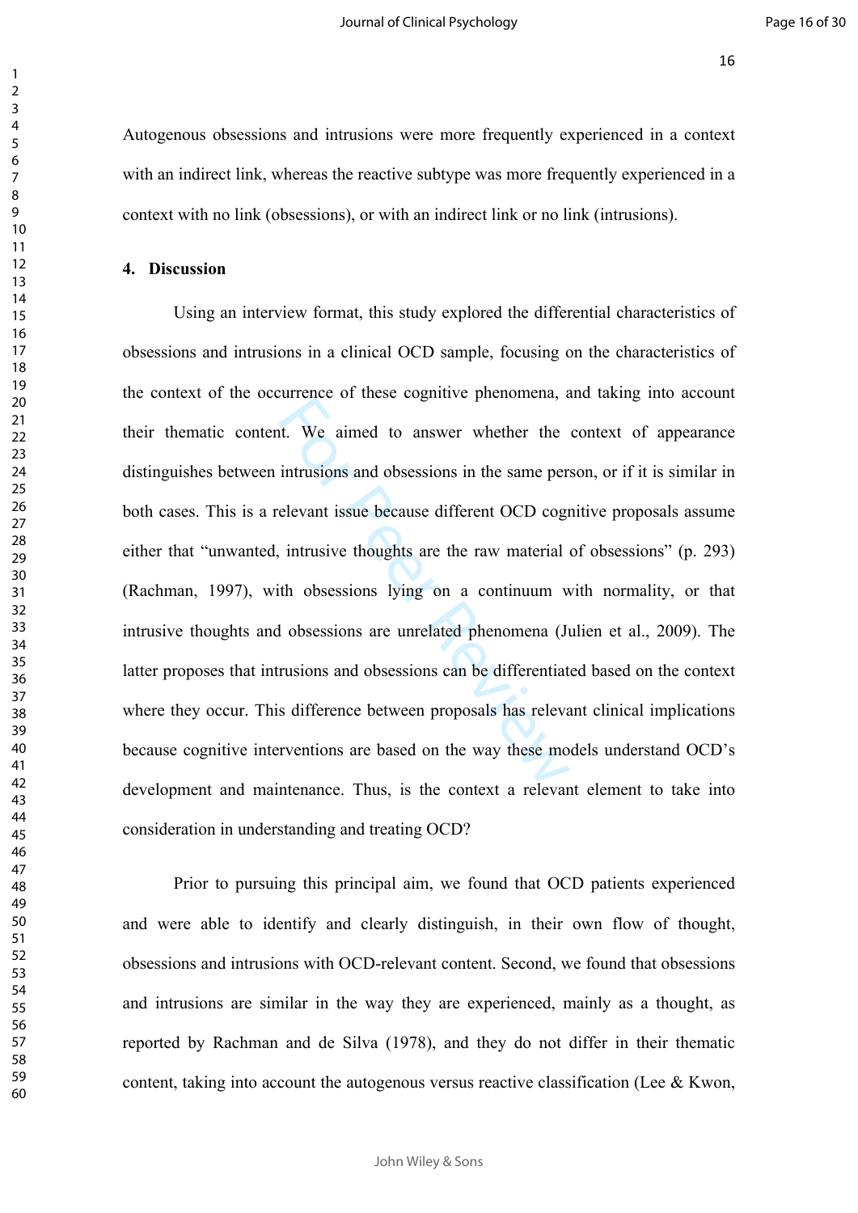Autogenous obsessions and intrusions were more frequently experienced in a context with an indirect link, whereas the reactive subtype was more frequently experienced in a context with no link (obsessions), or with an indirect link or no link (intrusions).

## 4. Discussion

Using an interview format, this study explored the differential characteristics of obsessions and intrusions in a clinical OCD sample, focusing on the characteristics of the context of the occurrence of these cognitive phenomena, and taking into account their thematic content. We aimed to answer whether the context of appearance distinguishes between intrusions and obsessions in the same person, or if it is similar in both cases. This is a relevant issue because different OCD cognitive proposals assume either that "unwanted, intrusive thoughts are the raw material of obsessions" (p. 293) (Rachman, 1997), with obsessions lying on a continuum with normality, or that intrusive thoughts and obsessions are unrelated phenomena (Julien et al., 2009). The latter proposes that intrusions and obsessions can be differentiated based on the context where they occur. This difference between proposals has relevant clinical implications because cognitive interventions are based on the way these models understand OCD's development and maintenance. Thus, is the context a relevant element to take into consideration in understanding and treating OCD?

Prior to pursuing this principal aim, we found that OCD patients experienced and were able to identify and clearly distinguish, in their own flow of thought, obsessions and intrusions with OCD-relevant content. Second, we found that obsessions and intrusions are similar in the way they are experienced, mainly as a thought, as reported by Rachman and de Silva (1978), and they do not differ in their thematic content, taking into account the autogenous versus reactive classification (Lee & Kwon,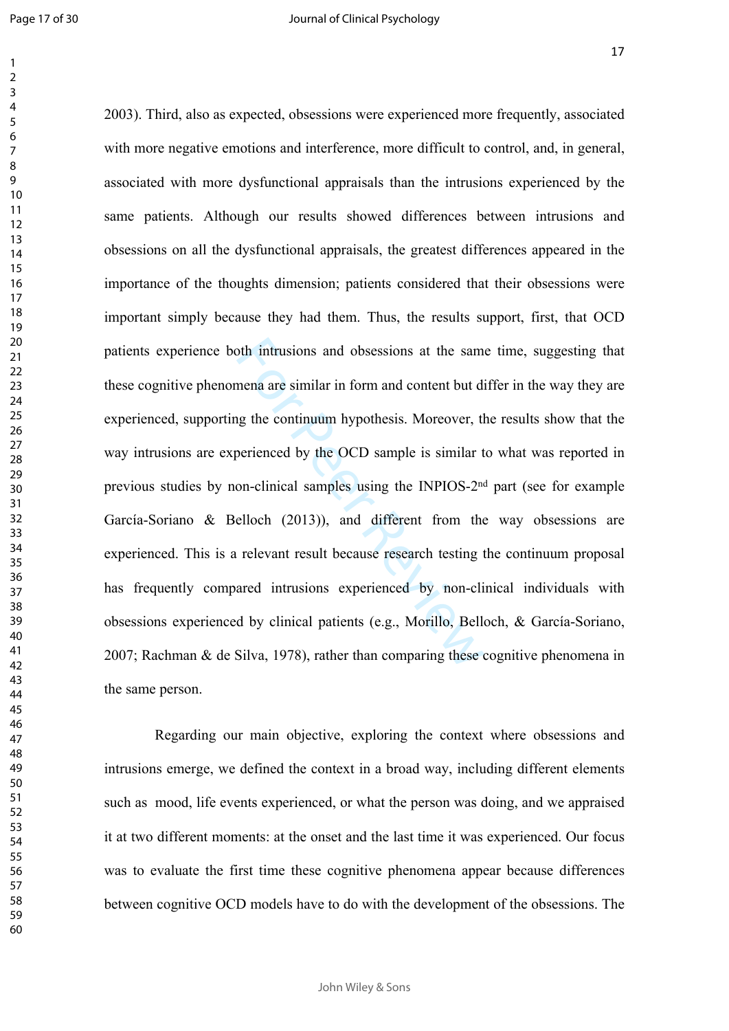2003). Third, also as expected, obsessions were experienced more frequently, associated with more negative emotions and interference, more difficult to control, and, in general, associated with more dysfunctional appraisals than the intrusions experienced by the same patients. Although our results showed differences between intrusions and obsessions on all the dysfunctional appraisals, the greatest differences appeared in the importance of the thoughts dimension; patients considered that their obsessions were important simply because they had them. Thus, the results support, first, that OCD patients experience both intrusions and obsessions at the same time, suggesting that these cognitive phenomena are similar in form and content but differ in the way they are experienced, supporting the continuum hypothesis. Moreover, the results show that the way intrusions are experienced by the OCD sample is similar to what was reported in previous studies by non-clinical samples using the INPIOS-2nd part (see for example García-Soriano & Belloch (2013)), and different from the way obsessions are experienced. This is a relevant result because research testing the continuum proposal has frequently compared intrusions experienced by non-clinical individuals with obsessions experienced by clinical patients (e.g., Morillo, Belloch, & García-Soriano, 2007; Rachman & de Silva, 1978), rather than comparing these cognitive phenomena in the same person.

Regarding our main objective, exploring the context where obsessions and intrusions emerge, we defined the context in a broad way, including different elements such as mood, life events experienced, or what the person was doing, and we appraised it at two different moments: at the onset and the last time it was experienced. Our focus was to evaluate the first time these cognitive phenomena appear because differences between cognitive OCD models have to do with the development of the obsessions. The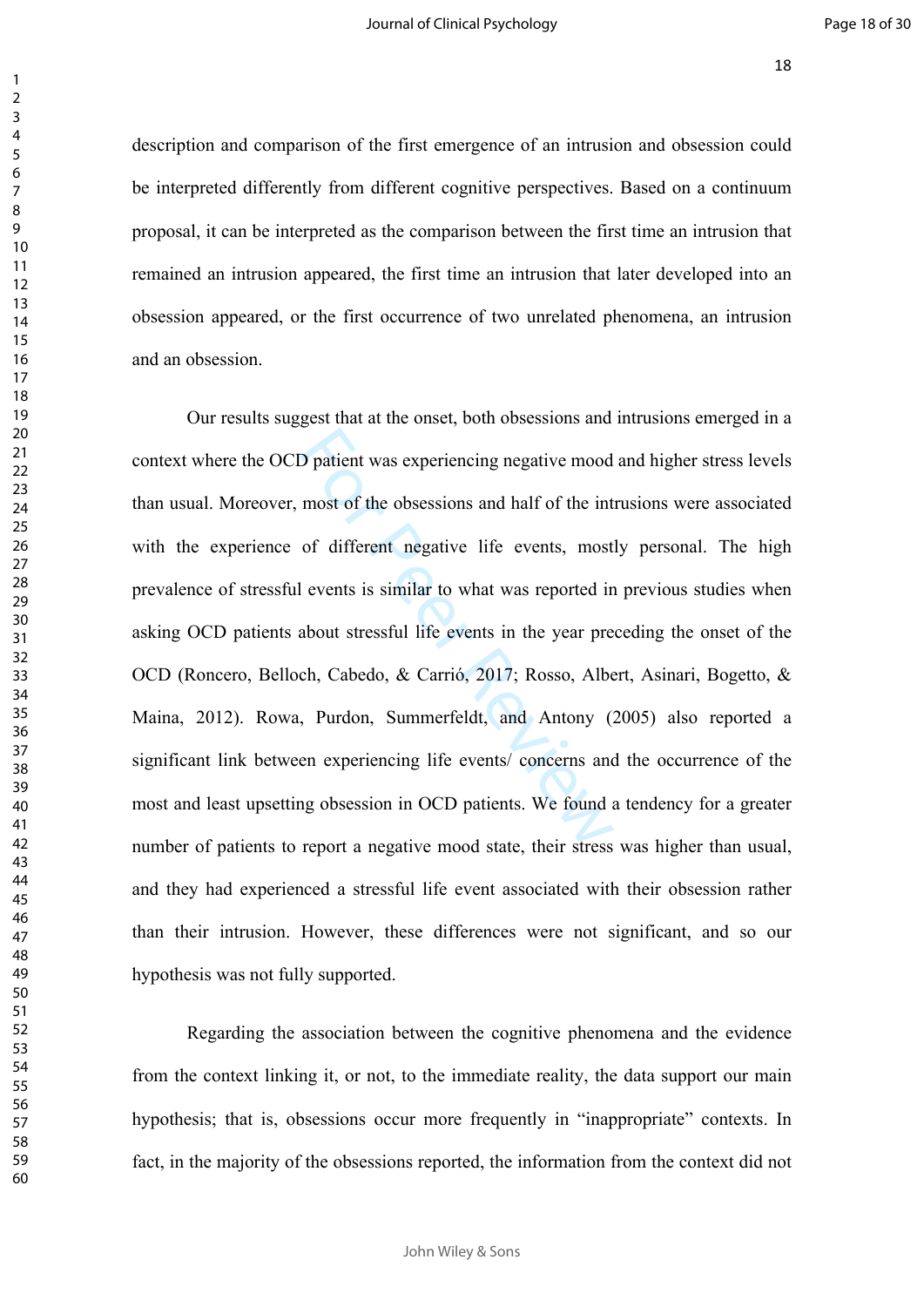description and comparison of the first emergence of an intrusion and obsession could be interpreted differently from different cognitive perspectives. Based on a continuum proposal, it can be interpreted as the comparison between the first time an intrusion that remained an intrusion appeared, the first time an intrusion that later developed into an obsession appeared, or the first occurrence of two unrelated phenomena, an intrusion and an obsession.

Our results suggest that at the onset, both obsessions and intrusions emerged in a context where the OCD patient was experiencing negative mood and higher stress levels than usual. Moreover, most of the obsessions and half of the intrusions were associated with the experience of different negative life events, mostly personal. The high prevalence of stressful events is similar to what was reported in previous studies when asking OCD patients about stressful life events in the year preceding the onset of the OCD (Roncero, Belloch, Cabedo, & Carrió, 2017; Rosso, Albert, Asinari, Bogetto, & Maina, 2012). Rowa, Purdon, Summerfeldt, and Antony (2005) also reported a significant link between experiencing life events/ concerns and the occurrence of the most and least upsetting obsession in OCD patients. We found a tendency for a greater number of patients to report a negative mood state, their stress was higher than usual, and they had experienced a stressful life event associated with their obsession rather than their intrusion. However, these differences were not significant, and so our hypothesis was not fully supported.

Regarding the association between the cognitive phenomena and the evidence from the context linking it, or not, to the immediate reality, the data support our main hypothesis; that is, obsessions occur more frequently in "inappropriate" contexts. In fact, in the majority of the obsessions reported, the information from the context did not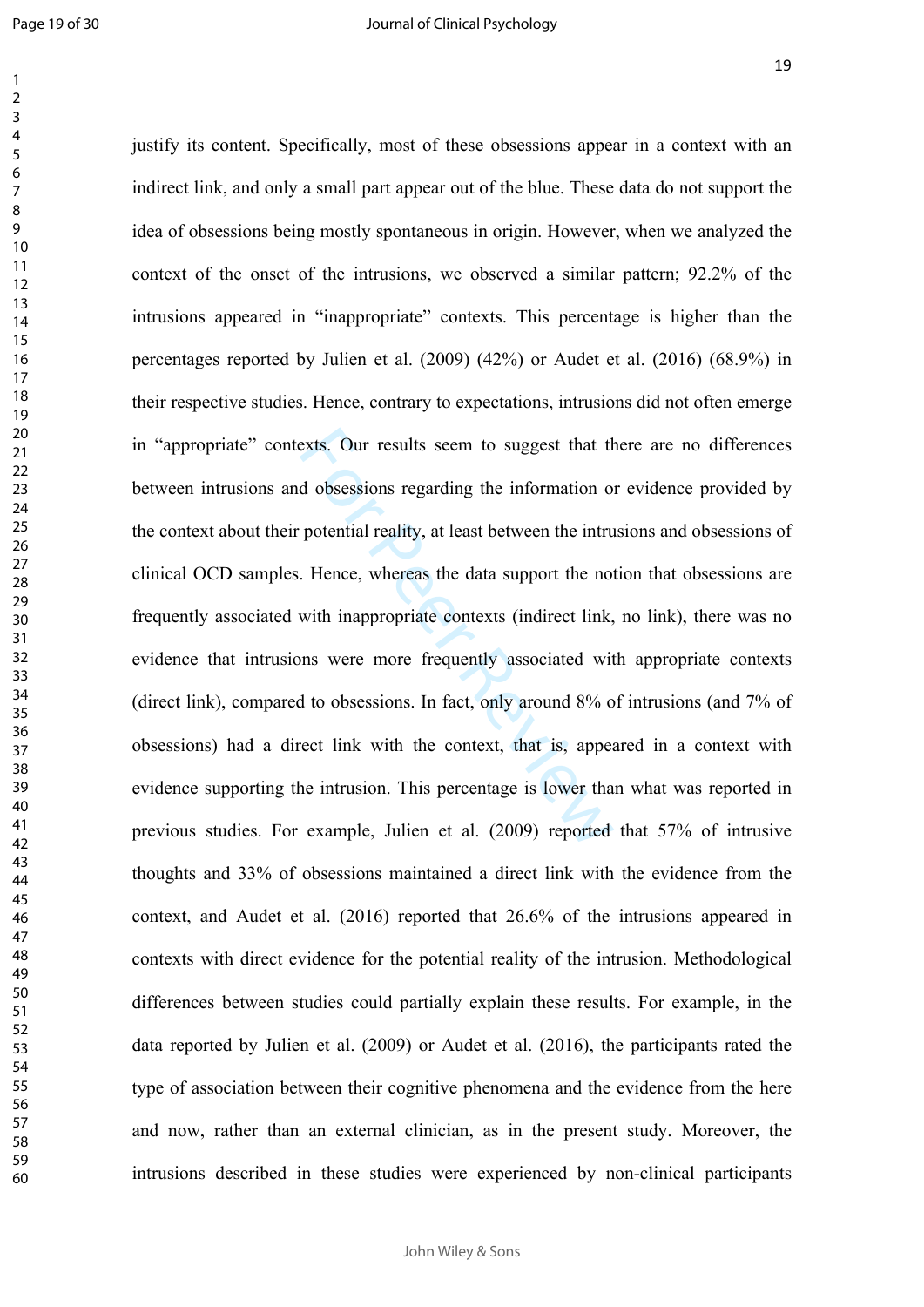justify its content. Specifically, most of these obsessions appear in a context with an indirect link, and only a small part appear out of the blue. These data do not support the idea of obsessions being mostly spontaneous in origin. However, when we analyzed the context of the onset of the intrusions, we observed a similar pattern; 92.2% of the intrusions appeared in "inappropriate" contexts. This percentage is higher than the percentages reported by Julien et al. (2009) (42%) or Audet et al. (2016) (68.9%) in their respective studies. Hence, contrary to expectations, intrusions did not often emerge in "appropriate" contexts. Our results seem to suggest that there are no differences between intrusions and obsessions regarding the information or evidence provided by the context about their potential reality, at least between the intrusions and obsessions of clinical OCD samples. Hence, whereas the data support the notion that obsessions are frequently associated with inappropriate contexts (indirect link, no link), there was no evidence that intrusions were more frequently associated with appropriate contexts (direct link), compared to obsessions. In fact, only around 8% of intrusions (and 7% of obsessions) had a direct link with the context, that is, appeared in a context with evidence supporting the intrusion. This percentage is lower than what was reported in previous studies. For example, Julien et al. (2009) reported that 57% of intrusive thoughts and 33% of obsessions maintained a direct link with the evidence from the context, and Audet et al. (2016) reported that 26.6% of the intrusions appeared in contexts with direct evidence for the potential reality of the intrusion. Methodological differences between studies could partially explain these results. For example, in the data reported by Julien et al. (2009) or Audet et al. (2016), the participants rated the type of association between their cognitive phenomena and the evidence from the here and now, rather than an external clinician, as in the present study. Moreover, the intrusions described in these studies were experienced by non-clinical participants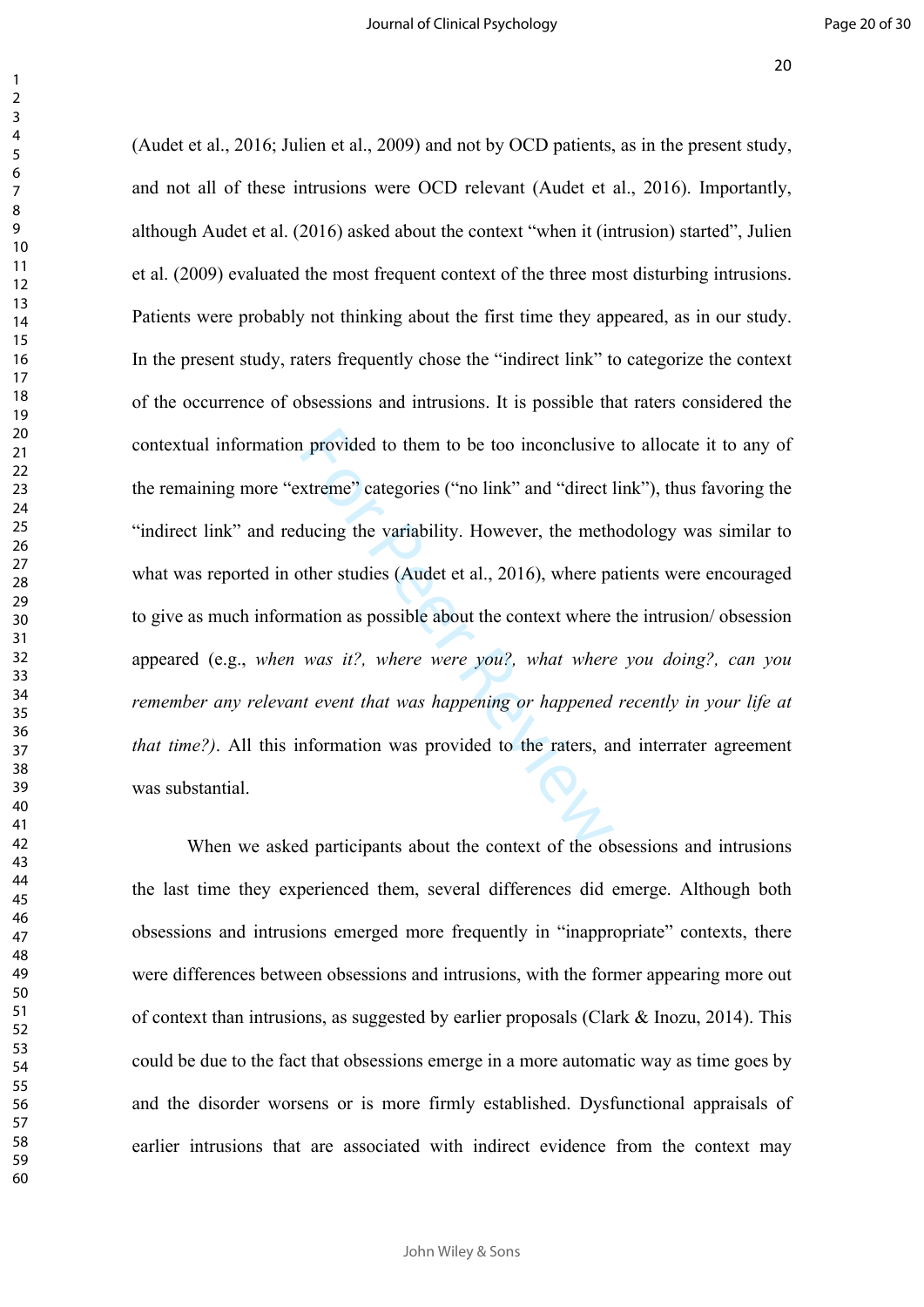(Audet et al., 2016; Julien et al., 2009) and not by OCD patients, as in the present study, and not all of these intrusions were OCD relevant (Audet et al., 2016). Importantly, although Audet et al. (2016) asked about the context "when it (intrusion) started", Julien et al. (2009) evaluated the most frequent context of the three most disturbing intrusions. Patients were probably not thinking about the first time they appeared, as in our study. In the present study, raters frequently chose the "indirect link" to categorize the context of the occurrence of obsessions and intrusions. It is possible that raters considered the contextual information provided to them to be too inconclusive to allocate it to any of the remaining more "extreme" categories ("no link" and "direct link"), thus favoring the "indirect link" and reducing the variability. However, the methodology was similar to what was reported in other studies (Audet et al., 2016), where patients were encouraged to give as much information as possible about the context where the intrusion/ obsession appeared (e.g., *when was it?, where were you?, what where you doing?, can you remember any relevant event that was happening or happened recently in your life at that time?)*. All this information was provided to the raters, and interrater agreement was substantial.

When we asked participants about the context of the obsessions and intrusions the last time they experienced them, several differences did emerge. Although both obsessions and intrusions emerged more frequently in "inappropriate" contexts, there were differences between obsessions and intrusions, with the former appearing more out of context than intrusions, as suggested by earlier proposals (Clark & Inozu, 2014). This could be due to the fact that obsessions emerge in a more automatic way as time goes by and the disorder worsens or is more firmly established. Dysfunctional appraisals of earlier intrusions that are associated with indirect evidence from the context may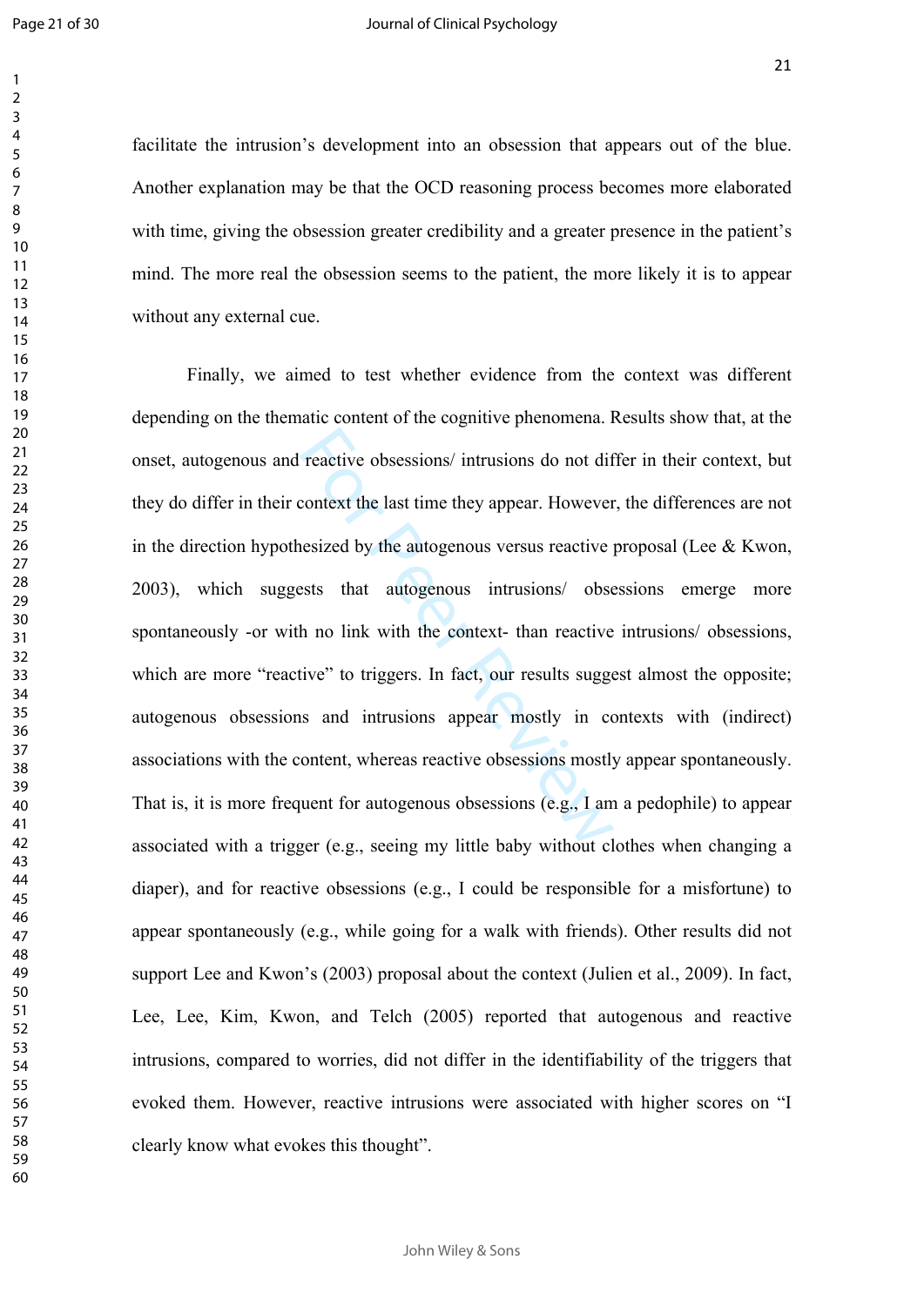facilitate the intrusion's development into an obsession that appears out of the blue. Another explanation may be that the OCD reasoning process becomes more elaborated with time, giving the obsession greater credibility and a greater presence in the patient's mind. The more real the obsession seems to the patient, the more likely it is to appear without any external cue.

Finally, we aimed to test whether evidence from the context was different depending on the thematic content of the cognitive phenomena. Results show that, at the onset, autogenous and reactive obsessions/ intrusions do not differ in their context, but they do differ in their context the last time they appear. However, the differences are not in the direction hypothesized by the autogenous versus reactive proposal (Lee & Kwon, 2003), which suggests that autogenous intrusions/ obsessions emerge more spontaneously -or with no link with the context- than reactive intrusions/ obsessions, which are more "reactive" to triggers. In fact, our results suggest almost the opposite; autogenous obsessions and intrusions appear mostly in contexts with (indirect) associations with the content, whereas reactive obsessions mostly appear spontaneously. That is, it is more frequent for autogenous obsessions (e.g., I am a pedophile) to appear associated with a trigger (e.g., seeing my little baby without clothes when changing a diaper), and for reactive obsessions (e.g., I could be responsible for a misfortune) to appear spontaneously (e.g., while going for a walk with friends). Other results did not support Lee and Kwon's (2003) proposal about the context (Julien et al., 2009). In fact, Lee, Lee, Kim, Kwon, and Telch (2005) reported that autogenous and reactive intrusions, compared to worries, did not differ in the identifiability of the triggers that evoked them. However, reactive intrusions were associated with higher scores on "I clearly know what evokes this thought".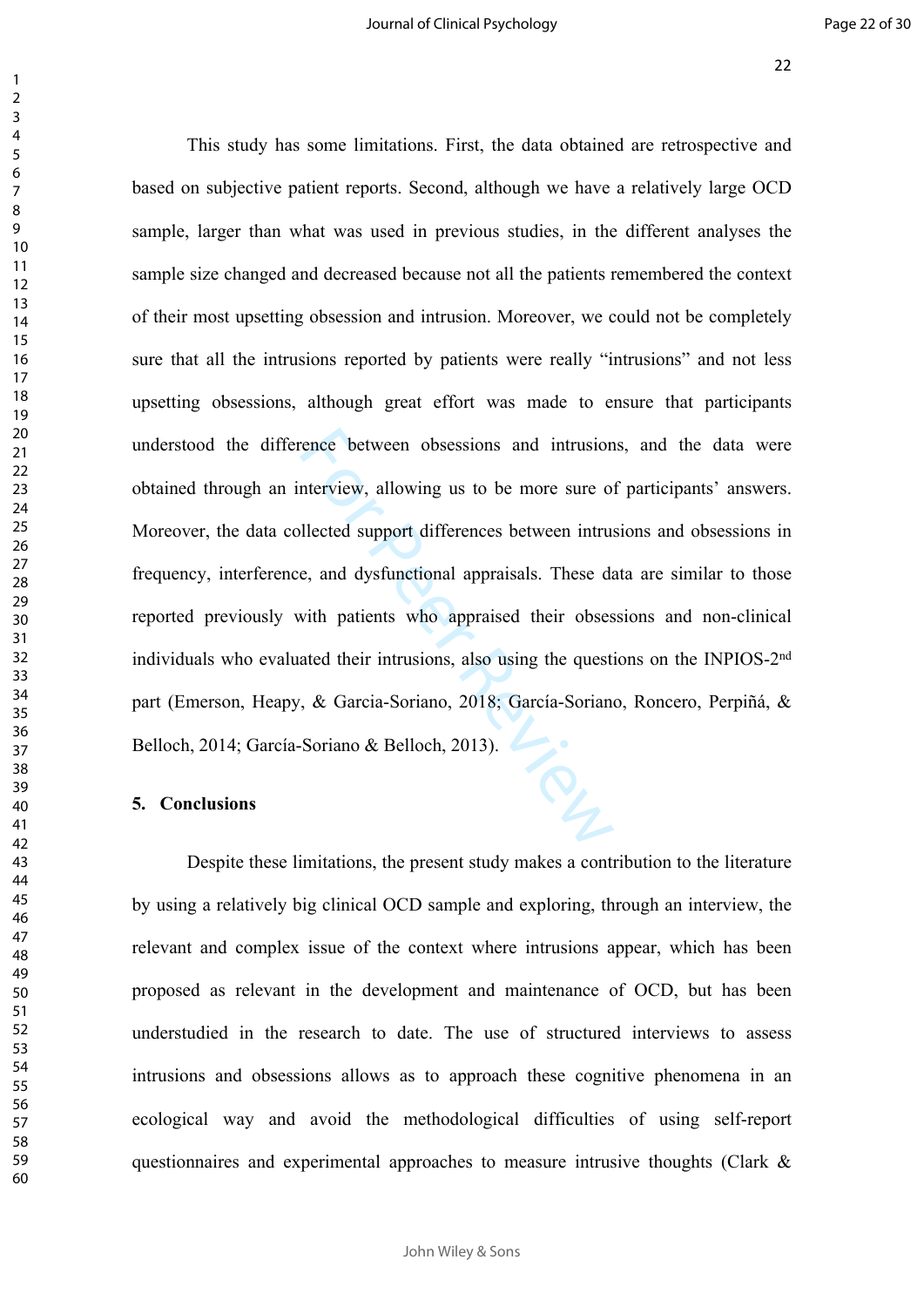This study has some limitations. First, the data obtained are retrospective and based on subjective patient reports. Second, although we have a relatively large OCD sample, larger than what was used in previous studies, in the different analyses the sample size changed and decreased because not all the patients remembered the context of their most upsetting obsession and intrusion. Moreover, we could not be completely sure that all the intrusions reported by patients were really "intrusions" and not less upsetting obsessions, although great effort was made to ensure that participants understood the difference between obsessions and intrusions, and the data were obtained through an interview, allowing us to be more sure of participants' answers. Moreover, the data collected support differences between intrusions and obsessions in frequency, interference, and dysfunctional appraisals. These data are similar to those reported previously with patients who appraised their obsessions and non-clinical individuals who evaluated their intrusions, also using the questions on the INPIOS-2nd part (Emerson, Heapy, & Garcia-Soriano, 2018; García-Soriano, Roncero, Perpiñá, & Belloch, 2014; García-Soriano & Belloch, 2013).

## 5. Conclusions

Despite these limitations, the present study makes a contribution to the literature by using a relatively big clinical OCD sample and exploring, through an interview, the relevant and complex issue of the context where intrusions appear, which has been proposed as relevant in the development and maintenance of OCD, but has been understudied in the research to date. The use of structured interviews to assess intrusions and obsessions allows as to approach these cognitive phenomena in an ecological way and avoid the methodological difficulties of using self-report questionnaires and experimental approaches to measure intrusive thoughts (Clark &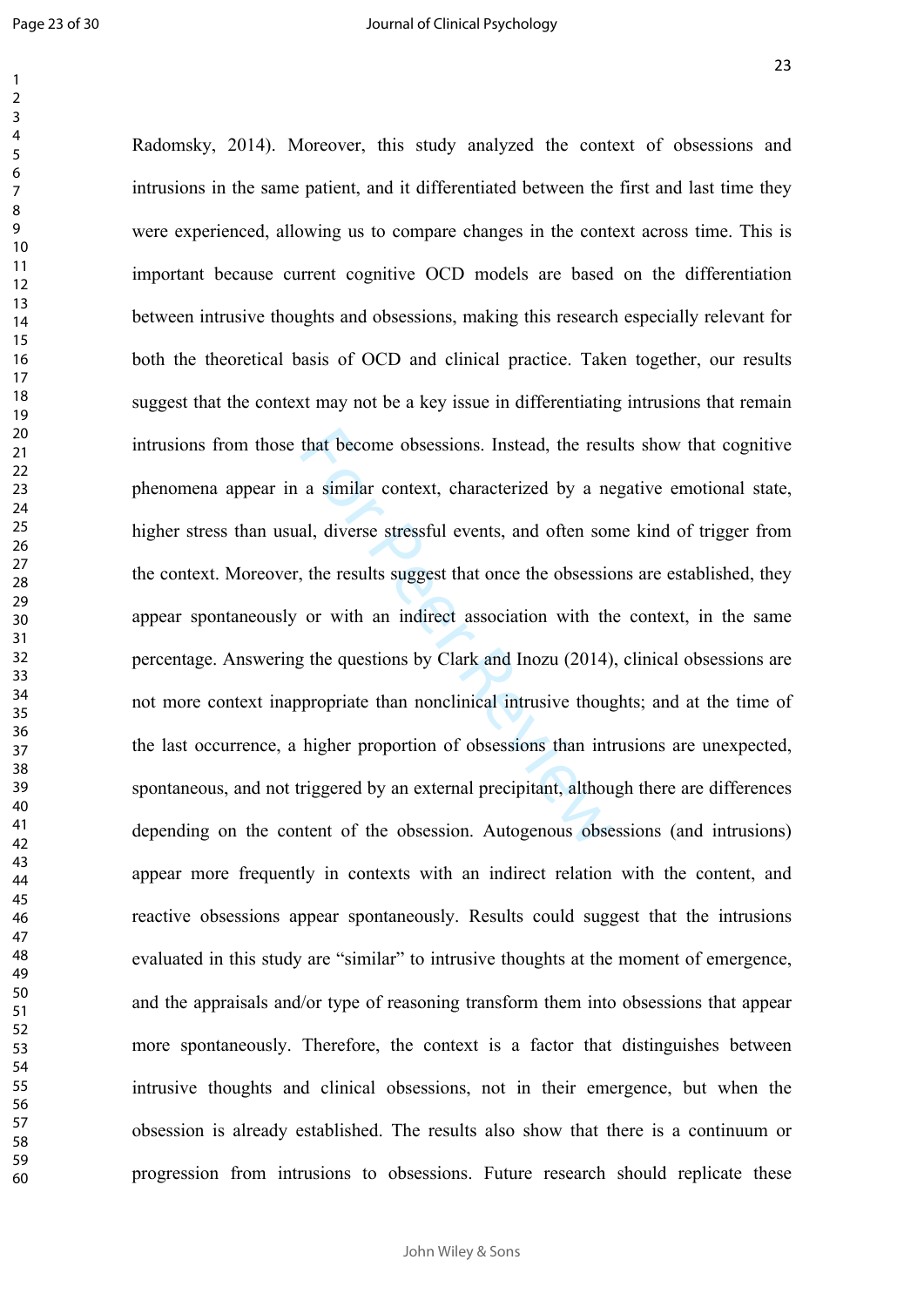Radomsky, 2014). Moreover, this study analyzed the context of obsessions and intrusions in the same patient, and it differentiated between the first and last time they were experienced, allowing us to compare changes in the context across time. This is important because current cognitive OCD models are based on the differentiation between intrusive thoughts and obsessions, making this research especially relevant for both the theoretical basis of OCD and clinical practice. Taken together, our results suggest that the context may not be a key issue in differentiating intrusions that remain intrusions from those that become obsessions. Instead, the results show that cognitive phenomena appear in a similar context, characterized by a negative emotional state, higher stress than usual, diverse stressful events, and often some kind of trigger from the context. Moreover, the results suggest that once the obsessions are established, they appear spontaneously or with an indirect association with the context, in the same percentage. Answering the questions by Clark and Inozu (2014), clinical obsessions are not more context inappropriate than nonclinical intrusive thoughts; and at the time of the last occurrence, a higher proportion of obsessions than intrusions are unexpected, spontaneous, and not triggered by an external precipitant, although there are differences depending on the content of the obsession. Autogenous obsessions (and intrusions) appear more frequently in contexts with an indirect relation with the content, and reactive obsessions appear spontaneously. Results could suggest that the intrusions evaluated in this study are "similar" to intrusive thoughts at the moment of emergence, and the appraisals and/or type of reasoning transform them into obsessions that appear more spontaneously. Therefore, the context is a factor that distinguishes between intrusive thoughts and clinical obsessions, not in their emergence, but when the obsession is already established. The results also show that there is a continuum or progression from intrusions to obsessions. Future research should replicate these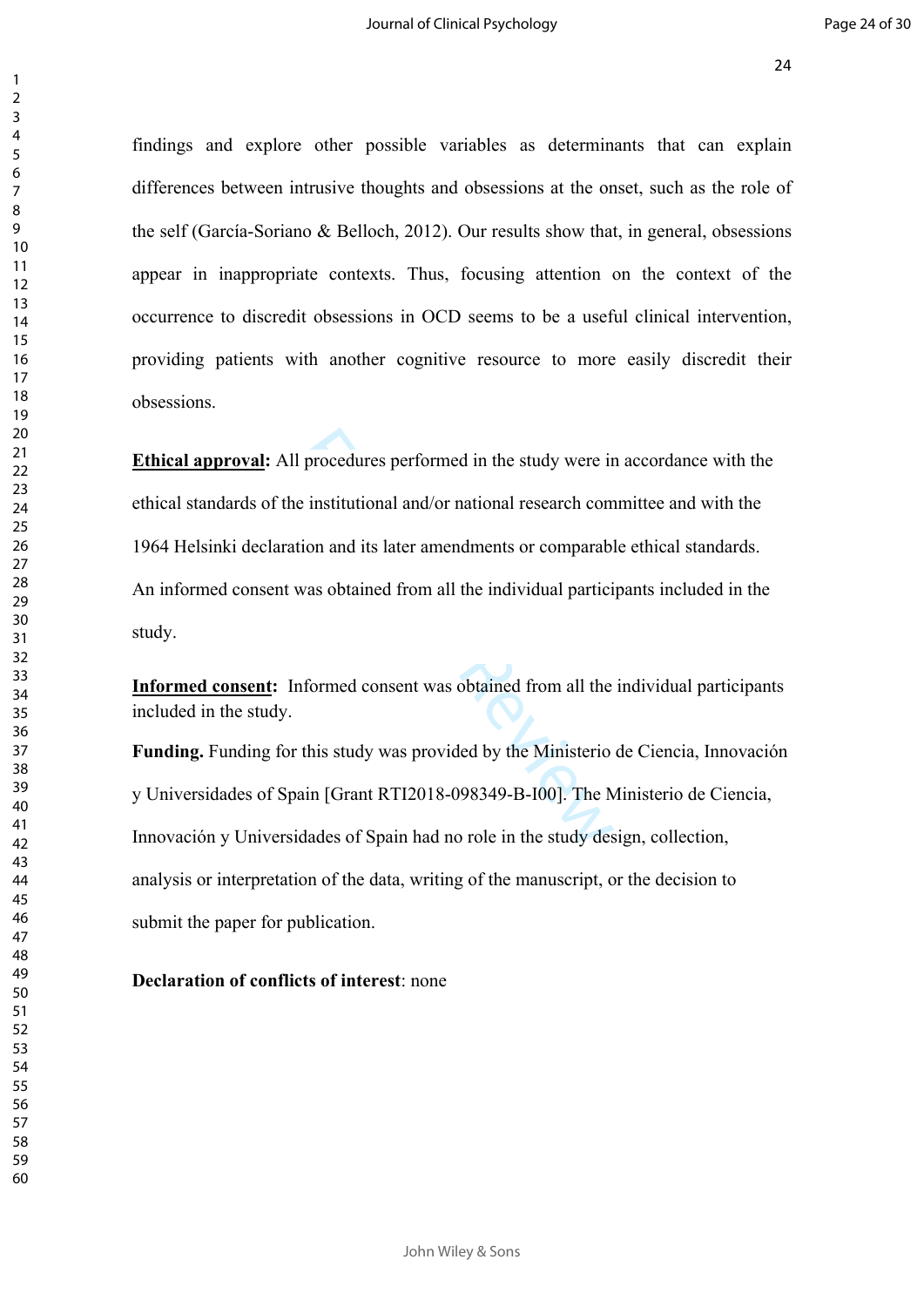findings and explore other possible variables as determinants that can explain differences between intrusive thoughts and obsessions at the onset, such as the role of the self (García-Soriano & Belloch, 2012). Our results show that, in general, obsessions appear in inappropriate contexts. Thus, focusing attention on the context of the occurrence to discredit obsessions in OCD seems to be a useful clinical intervention, providing patients with another cognitive resource to more easily discredit their obsessions.

**Ethical approval:** All procedures performed in the study were in accordance with the ethical standards of the institutional and/or national research committee and with the 1964 Helsinki declaration and its later amendments or comparable ethical standards. An informed consent was obtained from all the individual participants included in the study.

**Informed consent:** Informed consent was obtained from all the individual participants included in the study.

**Funding.** Funding for this study was provided by the Ministerio de Ciencia, Innovación y Universidades of Spain [Grant RTI2018-098349-B-I00]. The Ministerio de Ciencia, Innovación y Universidades of Spain had no role in the study design, collection, analysis or interpretation of the data, writing of the manuscript, or the decision to submit the paper for publication.

**Declaration of conflicts of interest**: none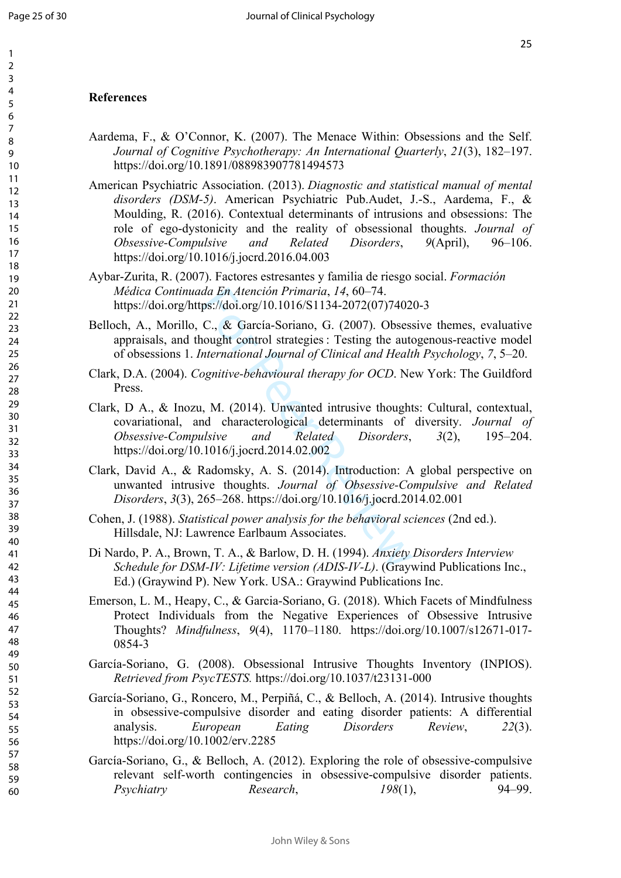## References

Aardema, F., & O'Connor, K. (2007). The Menace Within: Obsessions and the Self. *Journal of Cognitive Psychotherapy: An International Quarterly*, *21*(3), 182–197. https://doi.org/10.1891/088983907781494573

American Psychiatric Association. (2013). *Diagnostic and statistical manual of mental disorders (DSM-5)*. American Psychiatric Pub.Audet, J.-S., Aardema, F., & Moulding, R. (2016). Contextual determinants of intrusions and obsessions: The role of ego-dystonicity and the reality of obsessional thoughts. *Journal of Obsessive-Compulsive and Related Disorders*, *9*(April), 96–106. https://doi.org/10.1016/j.jocrd.2016.04.003

Aybar-Zurita, R. (2007). Factores estresantes y familia de riesgo social. *Formación Médica Continuada En Atención Primaria*, *14*, 60–74. https://doi.org/https://doi.org/10.1016/S1134-2072(07)74020-3

Belloch, A., Morillo, C., & García-Soriano, G. (2007). Obsessive themes, evaluative appraisals, and thought control strategies : Testing the autogenous-reactive model of obsessions 1. *International Journal of Clinical and Health Psychology*, *7*, 5–20.

Clark, D.A. (2004). *Cognitive-behavioural therapy for OCD*. New York: The Guildford Press.

Clark, D A., & Inozu, M. (2014). Unwanted intrusive thoughts: Cultural, contextual, covariational, and characterological determinants of diversity. *Journal of Obsessive-Compulsive and Related Disorders*, *3*(2), 195–204. https://doi.org/10.1016/j.jocrd.2014.02.002

Clark, David A., & Radomsky, A. S. (2014). Introduction: A global perspective on unwanted intrusive thoughts. *Journal of Obsessive-Compulsive and Related Disorders*, *3*(3), 265–268. https://doi.org/10.1016/j.jocrd.2014.02.001

Cohen, J. (1988). *Statistical power analysis for the behavioral sciences* (2nd ed.). Hillsdale, NJ: Lawrence Earlbaum Associates.

Di Nardo, P. A., Brown, T. A., & Barlow, D. H. (1994). *Anxiety Disorders Interview Schedule for DSM-IV: Lifetime version (ADIS-IV-L)*. (Graywind Publications Inc., Ed.) (Graywind P). New York. USA.: Graywind Publications Inc.

Emerson, L. M., Heapy, C., & Garcia-Soriano, G. (2018). Which Facets of Mindfulness Protect Individuals from the Negative Experiences of Obsessive Intrusive Thoughts? *Mindfulness*, *9*(4), 1170–1180. https://doi.org/10.1007/s12671-017-0854-3

García-Soriano, G. (2008). Obsessional Intrusive Thoughts Inventory (INPIOS). *Retrieved from PsycTESTS.* https://doi.org/10.1037/t23131-000

García-Soriano, G., Roncero, M., Perpiñá, C., & Belloch, A. (2014). Intrusive thoughts in obsessive-compulsive disorder and eating disorder patients: A differential analysis. *European Eating Disorders Review*, *22*(3). https://doi.org/10.1002/erv.2285

García-Soriano, G., & Belloch, A. (2012). Exploring the role of obsessive-compulsive relevant self-worth contingencies in obsessive-compulsive disorder patients. *Psychiatry Research*, *198*(1), 94–99.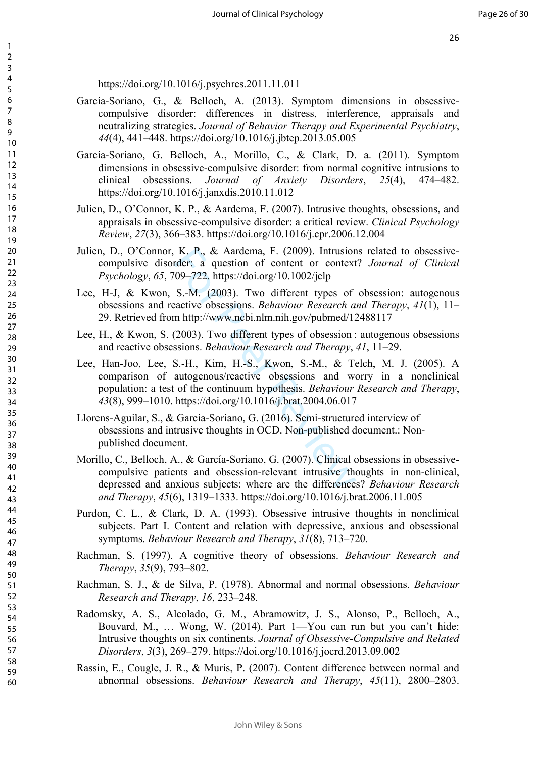https://doi.org/10.1016/j.psychres.2011.11.011

García-Soriano, G., & Belloch, A. (2013). Symptom dimensions in obsessive-compulsive disorder: differences in distress, interference, appraisals and neutralizing strategies. *Journal of Behavior Therapy and Experimental Psychiatry*, *44*(4), 441–448. https://doi.org/10.1016/j.jbtep.2013.05.005

García-Soriano, G. Belloch, A., Morillo, C., & Clark, D. a. (2011). Symptom dimensions in obsessive-compulsive disorder: from normal cognitive intrusions to clinical obsessions. *Journal of Anxiety Disorders*, *25*(4), 474–482. https://doi.org/10.1016/j.janxdis.2010.11.012

Julien, D., O'Connor, K. P., & Aardema, F. (2007). Intrusive thoughts, obsessions, and appraisals in obsessive-compulsive disorder: a critical review. *Clinical Psychology Review*, *27*(3), 366–383. https://doi.org/10.1016/j.cpr.2006.12.004

Julien, D., O'Connor, K. P., & Aardema, F. (2009). Intrusions related to obsessive-compulsive disorder: a question of content or context? *Journal of Clinical Psychology*, *65*, 709–722. https://doi.org/10.1002/jclp

Lee, H-J, & Kwon, S.-M. (2003). Two different types of obsession: autogenous obsessions and reactive obsessions. *Behaviour Research and Therapy*, *41*(1), 11–29. Retrieved from http://www.ncbi.nlm.nih.gov/pubmed/12488117

Lee, H., & Kwon, S. (2003). Two different types of obsession : autogenous obsessions and reactive obsessions. *Behaviour Research and Therapy*, *41*, 11–29.

Lee, Han-Joo, Lee, S.-H., Kim, H.-S., Kwon, S.-M., & Telch, M. J. (2005). A comparison of autogenous/reactive obsessions and worry in a nonclinical population: a test of the continuum hypothesis. *Behaviour Research and Therapy*, *43*(8), 999–1010. https://doi.org/10.1016/j.brat.2004.06.017

Llorens-Aguilar, S., & García-Soriano, G. (2016). Semi-structured interview of obsessions and intrusive thoughts in OCD. Non-published document.: Non-published document.

Morillo, C., Belloch, A., & García-Soriano, G. (2007). Clinical obsessions in obsessive-compulsive patients and obsession-relevant intrusive thoughts in non-clinical, depressed and anxious subjects: where are the differences? *Behaviour Research and Therapy*, *45*(6), 1319–1333. https://doi.org/10.1016/j.brat.2006.11.005

Purdon, C. L., & Clark, D. A. (1993). Obsessive intrusive thoughts in nonclinical subjects. Part I. Content and relation with depressive, anxious and obsessional symptoms. *Behaviour Research and Therapy*, *31*(8), 713–720.

Rachman, S. (1997). A cognitive theory of obsessions. *Behaviour Research and Therapy*, *35*(9), 793–802.

Rachman, S. J., & de Silva, P. (1978). Abnormal and normal obsessions. *Behaviour Research and Therapy*, *16*, 233–248.

Radomsky, A. S., Alcolado, G. M., Abramowitz, J. S., Alonso, P., Belloch, A., Bouvard, M., … Wong, W. (2014). Part 1—You can run but you can't hide: Intrusive thoughts on six continents. *Journal of Obsessive-Compulsive and Related Disorders*, *3*(3), 269–279. https://doi.org/10.1016/j.jocrd.2013.09.002

Rassin, E., Cougle, J. R., & Muris, P. (2007). Content difference between normal and abnormal obsessions. *Behaviour Research and Therapy*, *45*(11), 2800–2803.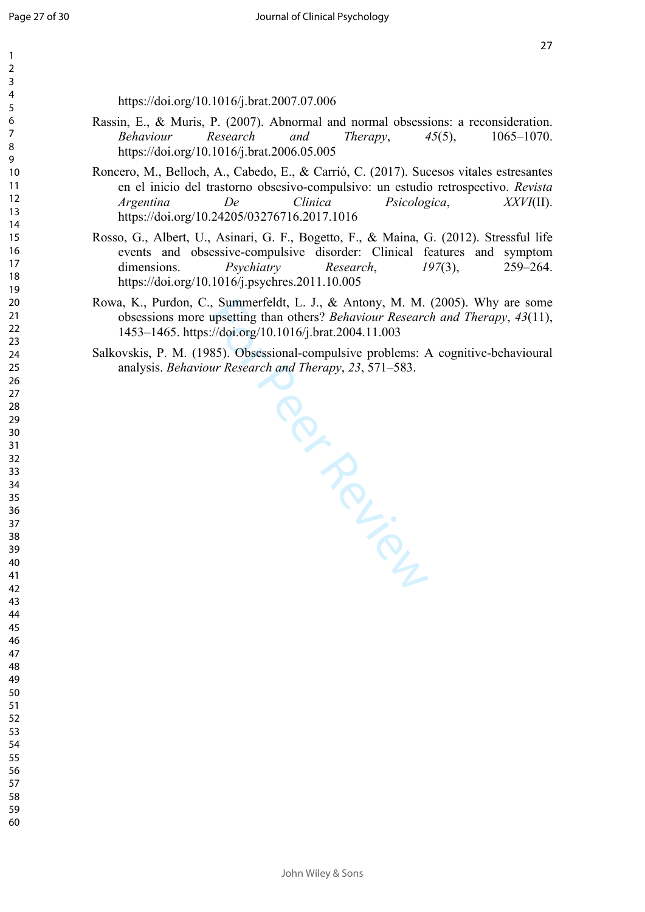https://doi.org/10.1016/j.brat.2007.07.006

Rassin, E., & Muris, P. (2007). Abnormal and normal obsessions: a reconsideration. *Behaviour Research and Therapy*, *45*(5), 1065–1070. https://doi.org/10.1016/j.brat.2006.05.005

Roncero, M., Belloch, A., Cabedo, E., & Carrió, C. (2017). Sucesos vitales estresantes en el inicio del trastorno obsesivo-compulsivo: un estudio retrospectivo. *Revista Argentina De Clinica Psicologica*, *XXVI*(II). https://doi.org/10.24205/03276716.2017.1016

Rosso, G., Albert, U., Asinari, G. F., Bogetto, F., & Maina, G. (2012). Stressful life events and obsessive-compulsive disorder: Clinical features and symptom dimensions. *Psychiatry Research*, *197*(3), 259–264. https://doi.org/10.1016/j.psychres.2011.10.005

Rowa, K., Purdon, C., Summerfeldt, L. J., & Antony, M. M. (2005). Why are some obsessions more upsetting than others? *Behaviour Research and Therapy*, *43*(11), 1453–1465. https://doi.org/10.1016/j.brat.2004.11.003

Salkovskis, P. M. (1985). Obsessional-compulsive problems: A cognitive-behavioural analysis. *Behaviour Research and Therapy*, *23*, 571–583.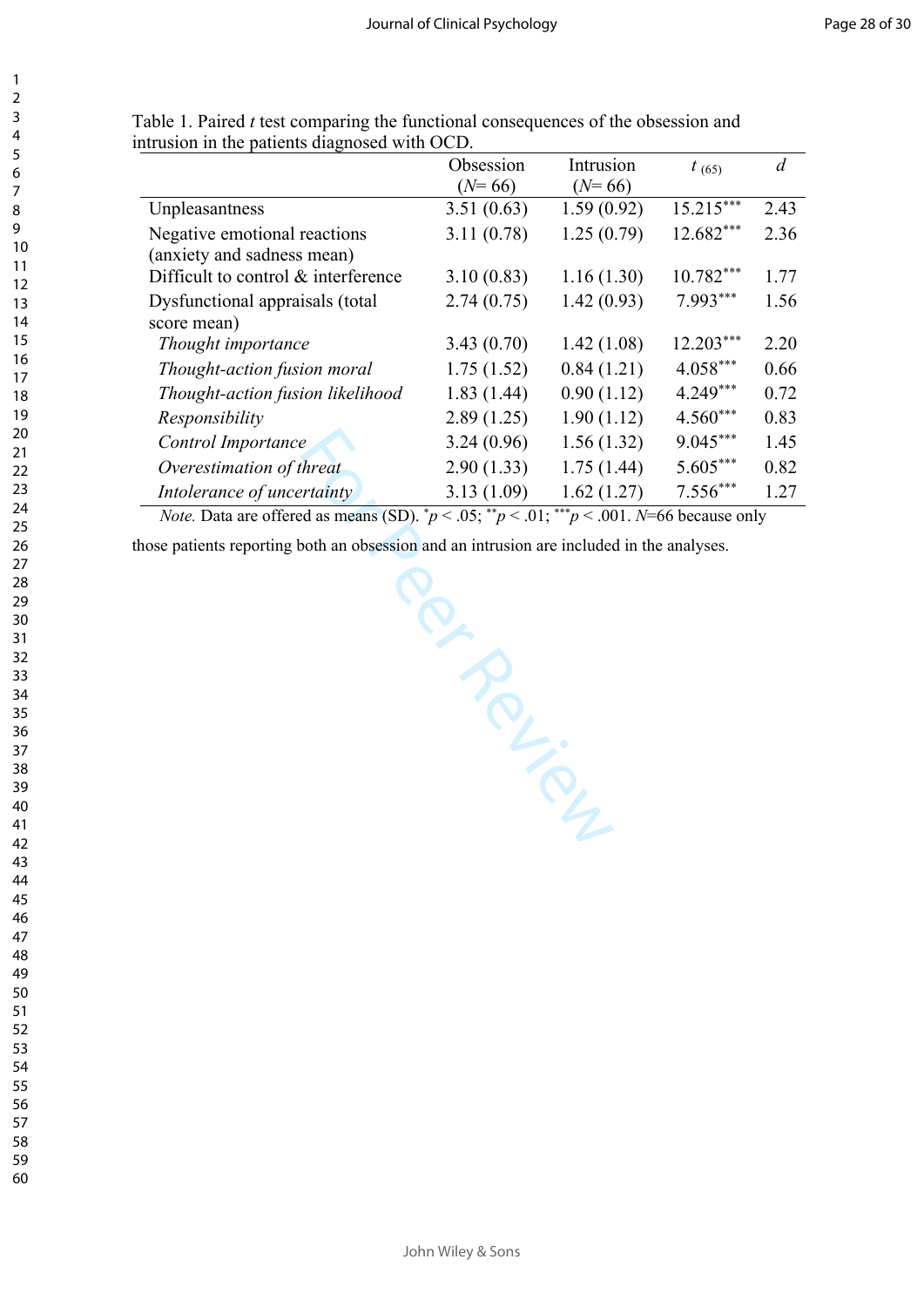Table 1. Paired *t* test comparing the functional consequences of the obsession and intrusion in the patients diagnosed with OCD.

| | Obsession ($N$= 66) | Intrusion ($N$= 66) | $t_{(65)}$ | $d$ |
|---|---|---|---|---|
| Unpleasantness | 3.51 (0.63) | 1.59 (0.92) | 15.215*** | 2.43 |
| Negative emotional reactions (anxiety and sadness mean) | 3.11 (0.78) | 1.25 (0.79) | 12.682*** | 2.36 |
| Difficult to control & interference | 3.10 (0.83) | 1.16 (1.30) | 10.782*** | 1.77 |
| Dysfunctional appraisals (total score mean) | 2.74 (0.75) | 1.42 (0.93) | 7.993*** | 1.56 |
| *Thought importance* | 3.43 (0.70) | 1.42 (1.08) | 12.203*** | 2.20 |
| *Thought-action fusion moral* | 1.75 (1.52) | 0.84 (1.21) | 4.058*** | 0.66 |
| *Thought-action fusion likelihood* | 1.83 (1.44) | 0.90 (1.12) | 4.249*** | 0.72 |
| *Responsibility* | 2.89 (1.25) | 1.90 (1.12) | 4.560*** | 0.83 |
| *Control Importance* | 3.24 (0.96) | 1.56 (1.32) | 9.045*** | 1.45 |
| *Overestimation of threat* | 2.90 (1.33) | 1.75 (1.44) | 5.605*** | 0.82 |
| *Intolerance of uncertainty* | 3.13 (1.09) | 1.62 (1.27) | 7.556*** | 1.27 |

*Note.* Data are offered as means (SD). $^{*}p < .05$; $^{**}p < .01$; $^{***}p < .001$. $N$=66 because only those patients reporting both an obsession and an intrusion are included in the analyses.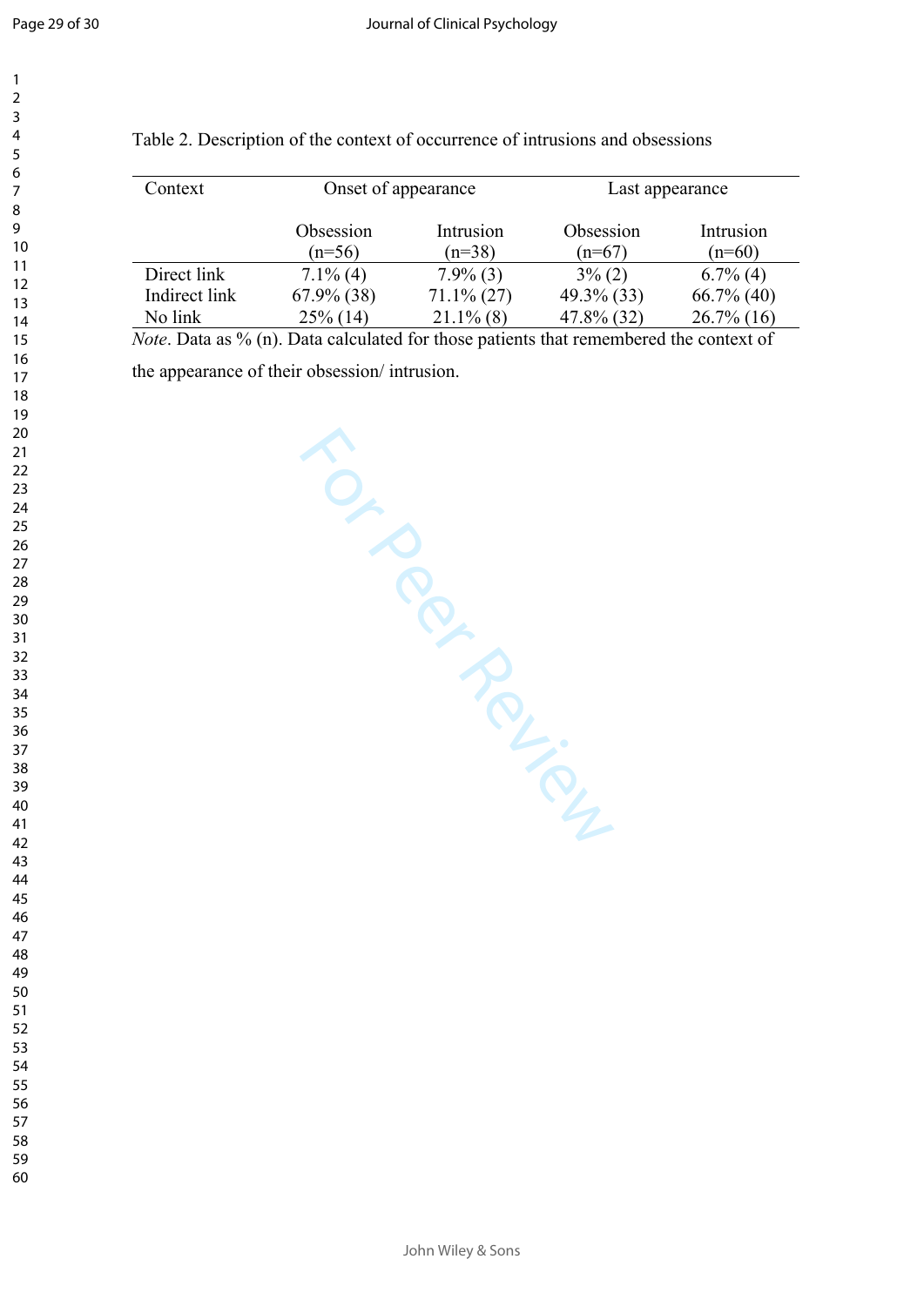Table 2. Description of the context of occurrence of intrusions and obsessions

| Context | Onset of appearance | | Last appearance | |
|---|---|---|---|---|
| | Obsession (n=56) | Intrusion (n=38) | Obsession (n=67) | Intrusion (n=60) |
| Direct link | 7.1% (4) | 7.9% (3) | 3% (2) | 6.7% (4) |
| Indirect link | 67.9% (38) | 71.1% (27) | 49.3% (33) | 66.7% (40) |
| No link | 25% (14) | 21.1% (8) | 47.8% (32) | 26.7% (16) |

*Note*. Data as % (n). Data calculated for those patients that remembered the context of the appearance of their obsession/ intrusion.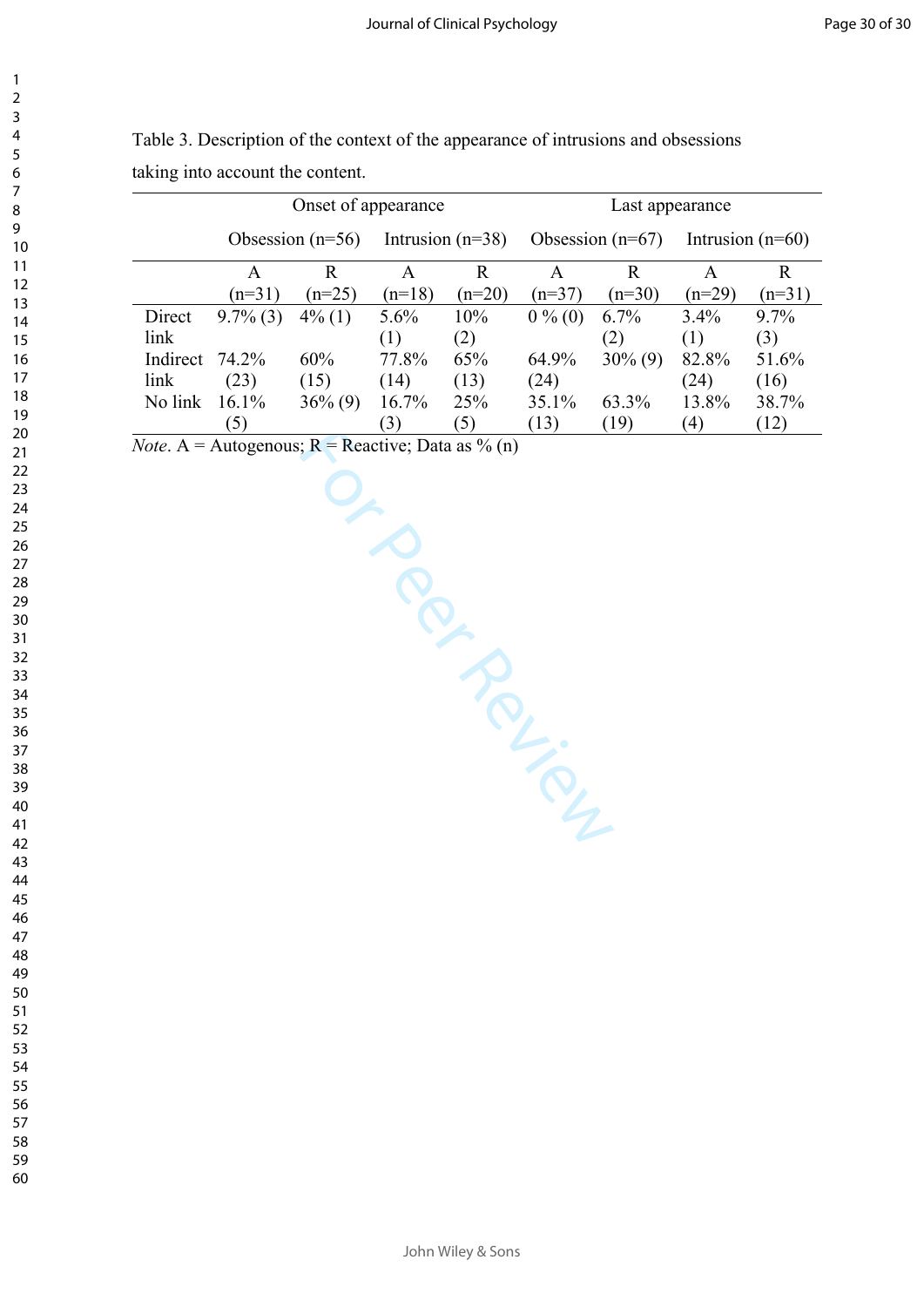Table 3. Description of the context of the appearance of intrusions and obsessions taking into account the content.

| | Onset of appearance | | | | Last appearance | | | |
|---|---|---|---|---|---|---|---|---|
| | Obsession (n=56) | | Intrusion (n=38) | | Obsession (n=67) | | Intrusion (n=60) | |
| | A (n=31) | R (n=25) | A (n=18) | R (n=20) | A (n=37) | R (n=30) | A (n=29) | R (n=31) |
| Direct link | 9.7% (3) | 4% (1) | 5.6% (1) | 10% (2) | 0 % (0) | 6.7% (2) | 3.4% (1) | 9.7% (3) |
| Indirect link | 74.2% (23) | 60% (15) | 77.8% (14) | 65% (13) | 64.9% (24) | 30% (9) | 82.8% (24) | 51.6% (16) |
| No link | 16.1% (5) | 36% (9) | 16.7% (3) | 25% (5) | 35.1% (13) | 63.3% (19) | 13.8% (4) | 38.7% (12) |

*Note*. A = Autogenous; R = Reactive; Data as % (n)